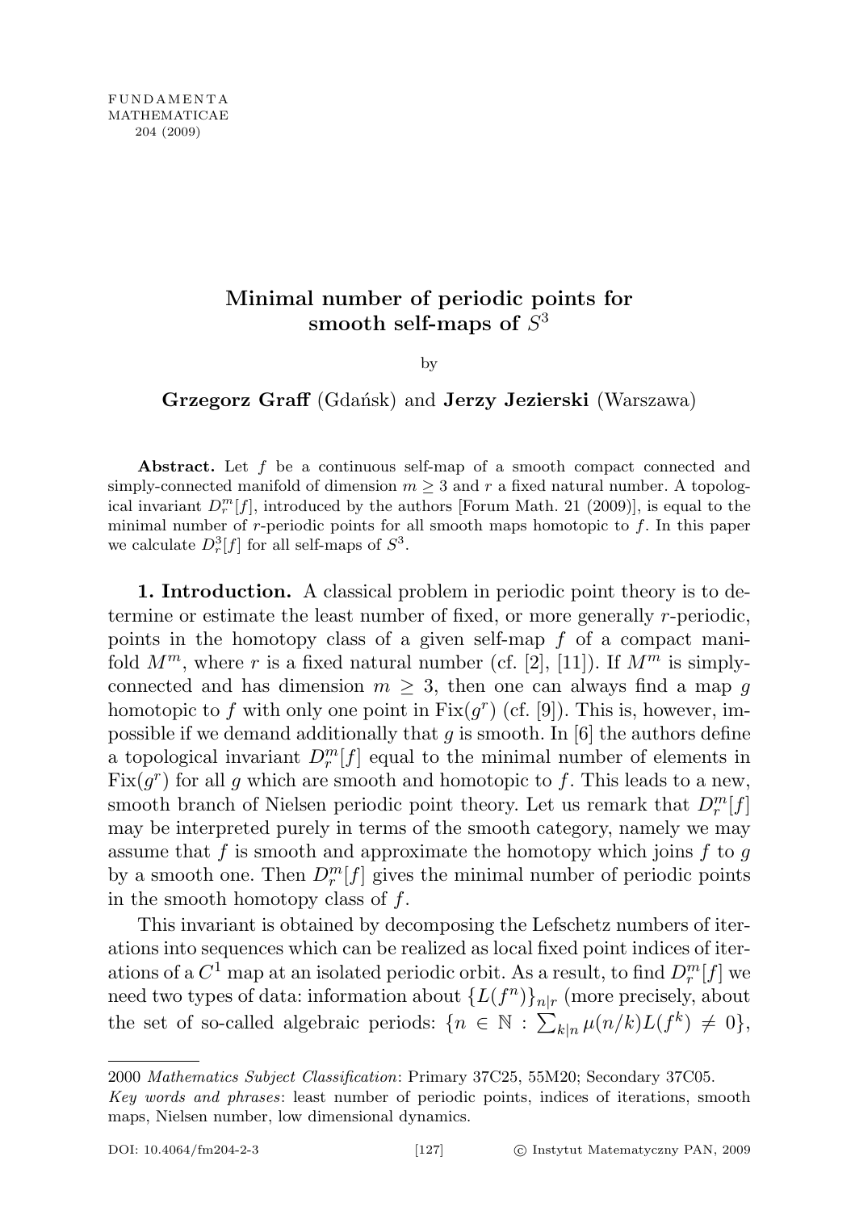# Minimal number of periodic points for smooth self-maps of $S^3$

by

**Grzegorz Graff** (Gdańsk) and **Jerzy Jezierski** (Warszawa)

**Abstract.** Let $f$ be a continuous self-map of a smooth compact connected and simply-connected manifold of dimension $m \geq 3$ and $r$ a fixed natural number. A topological invariant $D_r^m[f]$, introduced by the authors [Forum Math. 21 (2009)], is equal to the minimal number of $r$-periodic points for all smooth maps homotopic to $f$. In this paper we calculate $D_r^3[f]$ for all self-maps of $S^3$.

**1. Introduction.** A classical problem in periodic point theory is to determine or estimate the least number of fixed, or more generally $r$-periodic, points in the homotopy class of a given self-map $f$ of a compact manifold $M^m$, where $r$ is a fixed natural number (cf. [2], [11]). If $M^m$ is simply-connected and has dimension $m \geq 3$, then one can always find a map $g$ homotopic to $f$ with only one point in $\mathrm{Fix}(g^r)$ (cf. [9]). This is, however, impossible if we demand additionally that $g$ is smooth. In [6] the authors define a topological invariant $D_r^m[f]$ equal to the minimal number of elements in $\mathrm{Fix}(g^r)$ for all $g$ which are smooth and homotopic to $f$. This leads to a new, smooth branch of Nielsen periodic point theory. Let us remark that $D_r^m[f]$ may be interpreted purely in terms of the smooth category, namely we may assume that $f$ is smooth and approximate the homotopy which joins $f$ to $g$ by a smooth one. Then $D_r^m[f]$ gives the minimal number of periodic points in the smooth homotopy class of $f$.

This invariant is obtained by decomposing the Lefschetz numbers of iterations into sequences which can be realized as local fixed point indices of iterations of a $C^1$ map at an isolated periodic orbit. As a result, to find $D_r^m[f]$ we need two types of data: information about $\{L(f^n)\}_{n|r}$ (more precisely, about the set of so-called algebraic periods: $\{n \in \mathbb{N} : \sum_{k|n} \mu(n/k) L(f^k) \neq 0\}$,

---

2000 *Mathematics Subject Classification*: Primary 37C25, 55M20; Secondary 37C05.

*Key words and phrases*: least number of periodic points, indices of iterations, smooth maps, Nielsen number, low dimensional dynamics.

DOI: 10.4064/fm204-2-3 © Instytut Matematyczny PAN, 2009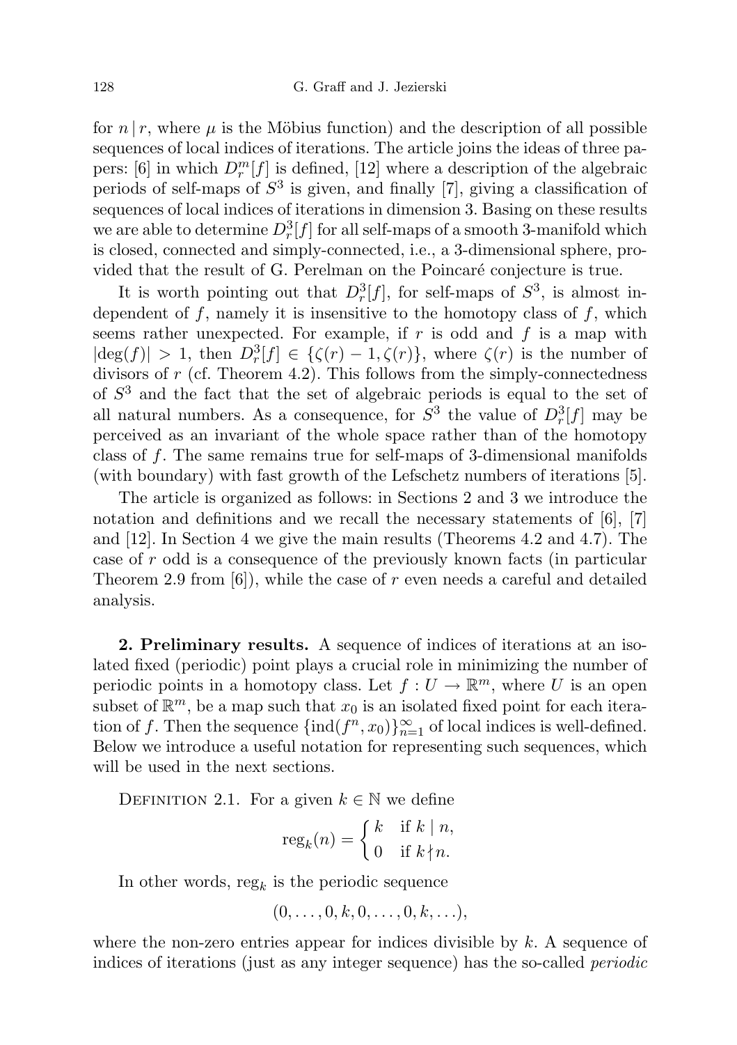for $n \mid r$, where $\mu$ is the Möbius function) and the description of all possible sequences of local indices of iterations. The article joins the ideas of three papers: [6] in which $D_r^m[f]$ is defined, [12] where a description of the algebraic periods of self-maps of $S^3$ is given, and finally [7], giving a classification of sequences of local indices of iterations in dimension 3. Basing on these results we are able to determine $D_r^3[f]$ for all self-maps of a smooth 3-manifold which is closed, connected and simply-connected, i.e., a 3-dimensional sphere, provided that the result of G. Perelman on the Poincaré conjecture is true.

It is worth pointing out that $D_r^3[f]$, for self-maps of $S^3$, is almost independent of $f$, namely it is insensitive to the homotopy class of $f$, which seems rather unexpected. For example, if $r$ is odd and $f$ is a map with $|\deg(f)| > 1$, then $D_r^3[f] \in \{\zeta(r) - 1, \zeta(r)\}$, where $\zeta(r)$ is the number of divisors of $r$ (cf. Theorem 4.2). This follows from the simply-connectedness of $S^3$ and the fact that the set of algebraic periods is equal to the set of all natural numbers. As a consequence, for $S^3$ the value of $D_r^3[f]$ may be perceived as an invariant of the whole space rather than of the homotopy class of $f$. The same remains true for self-maps of 3-dimensional manifolds (with boundary) with fast growth of the Lefschetz numbers of iterations [5].

The article is organized as follows: in Sections 2 and 3 we introduce the notation and definitions and we recall the necessary statements of [6], [7] and [12]. In Section 4 we give the main results (Theorems 4.2 and 4.7). The case of $r$ odd is a consequence of the previously known facts (in particular Theorem 2.9 from [6]), while the case of $r$ even needs a careful and detailed analysis.

**2. Preliminary results.** A sequence of indices of iterations at an isolated fixed (periodic) point plays a crucial role in minimizing the number of periodic points in a homotopy class. Let $f : U \to \mathbb{R}^m$, where $U$ is an open subset of $\mathbb{R}^m$, be a map such that $x_0$ is an isolated fixed point for each iteration of $f$. Then the sequence $\{\mathrm{ind}(f^n, x_0)\}_{n=1}^{\infty}$ of local indices is well-defined. Below we introduce a useful notation for representing such sequences, which will be used in the next sections.

Definition 2.1. For a given $k \in \mathbb{N}$ we define

$$\mathrm{reg}_k(n) = \begin{cases} k & \text{if } k \mid n, \\ 0 & \text{if } k \nmid n. \end{cases}$$

In other words, $\mathrm{reg}_k$ is the periodic sequence

$$(0, \ldots, 0, k, 0, \ldots, 0, k, \ldots),$$

where the non-zero entries appear for indices divisible by $k$. A sequence of indices of iterations (just as any integer sequence) has the so-called *periodic*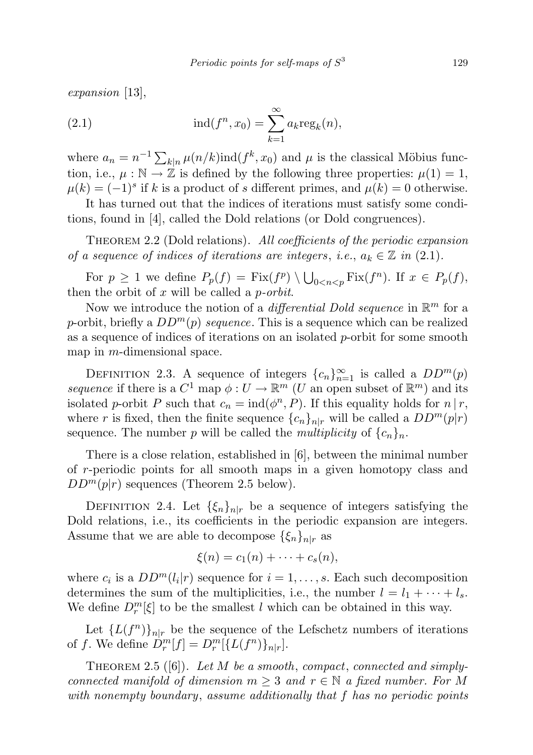*expansion* [13],

$$\operatorname{ind}(f^n, x_0) = \sum_{k=1}^{\infty} a_k \operatorname{reg}_k(n), \tag{2.1}$$

where $a_n = n^{-1} \sum_{k|n} \mu(n/k) \operatorname{ind}(f^k, x_0)$ and $\mu$ is the classical Möbius function, i.e., $\mu : \mathbb{N} \to \mathbb{Z}$ is defined by the following three properties: $\mu(1) = 1$, $\mu(k) = (-1)^s$ if $k$ is a product of $s$ different primes, and $\mu(k) = 0$ otherwise.

It has turned out that the indices of iterations must satisfy some conditions, found in [4], called the Dold relations (or Dold congruences).

Theorem 2.2 (Dold relations). *All coefficients of the periodic expansion of a sequence of indices of iterations are integers*, *i.e.*, $a_k \in \mathbb{Z}$ *in* (2.1).

For $p \geq 1$ we define $P_p(f) = \operatorname{Fix}(f^p) \setminus \bigcup_{0<n<p} \operatorname{Fix}(f^n)$. If $x \in P_p(f)$, then the orbit of $x$ will be called a $p$-*orbit*.

Now we introduce the notion of a *differential Dold sequence* in $\mathbb{R}^m$ for a $p$-orbit, briefly a $DD^m(p)$ *sequence*. This is a sequence which can be realized as a sequence of indices of iterations on an isolated $p$-orbit for some smooth map in $m$-dimensional space.

Definition 2.3. A sequence of integers $\{c_n\}_{n=1}^{\infty}$ is called a $DD^m(p)$ *sequence* if there is a $C^1$ map $\phi : U \to \mathbb{R}^m$ ($U$ an open subset of $\mathbb{R}^m$) and its isolated $p$-orbit $P$ such that $c_n = \operatorname{ind}(\phi^n, P)$. If this equality holds for $n \mid r$, where $r$ is fixed, then the finite sequence $\{c_n\}_{n|r}$ will be called a $DD^m(p|r)$ sequence. The number $p$ will be called the *multiplicity* of $\{c_n\}_n$.

There is a close relation, established in [6], between the minimal number of $r$-periodic points for all smooth maps in a given homotopy class and $DD^m(p|r)$ sequences (Theorem 2.5 below).

Definition 2.4. Let $\{\xi_n\}_{n|r}$ be a sequence of integers satisfying the Dold relations, i.e., its coefficients in the periodic expansion are integers. Assume that we are able to decompose $\{\xi_n\}_{n|r}$ as

$$\xi(n) = c_1(n) + \cdots + c_s(n),$$

where $c_i$ is a $DD^m(l_i|r)$ sequence for $i = 1, \ldots, s$. Each such decomposition determines the sum of the multiplicities, i.e., the number $l = l_1 + \cdots + l_s$. We define $D_r^m[\xi]$ to be the smallest $l$ which can be obtained in this way.

Let $\{L(f^n)\}_{n|r}$ be the sequence of the Lefschetz numbers of iterations of $f$. We define $D_r^m[f] = D_r^m[\{L(f^n)\}_{n|r}]$.

Theorem 2.5 ([6]). *Let $M$ be a smooth*, *compact*, *connected and simply-connected manifold of dimension $m \geq 3$ and $r \in \mathbb{N}$ a fixed number. For $M$ with nonempty boundary*, *assume additionally that $f$ has no periodic points*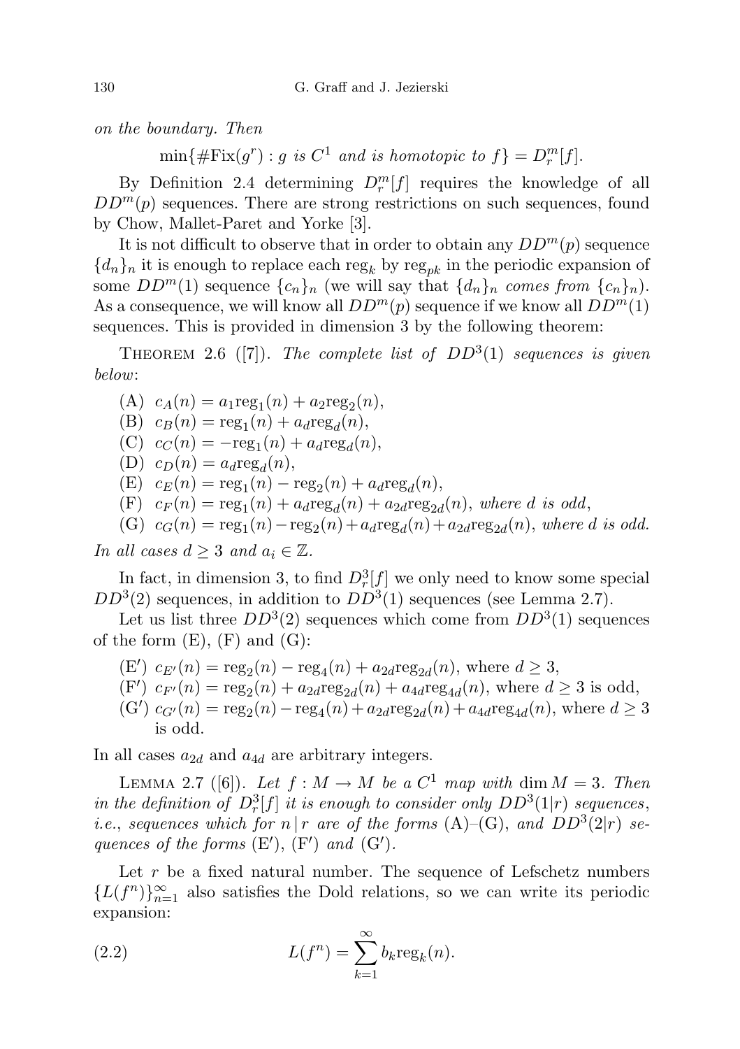*on the boundary. Then*

$$\min\{\#\mathrm{Fix}(g^r) : g \text{ is } C^1 \text{ and is homotopic to } f\} = D_r^m[f].$$

By Definition 2.4 determining $D_r^m[f]$ requires the knowledge of all $DD^m(p)$ sequences. There are strong restrictions on such sequences, found by Chow, Mallet-Paret and Yorke [3].

It is not difficult to observe that in order to obtain any $DD^m(p)$ sequence $\{d_n\}_n$ it is enough to replace each $\mathrm{reg}_k$ by $\mathrm{reg}_{pk}$ in the periodic expansion of some $DD^m(1)$ sequence $\{c_n\}_n$ (we will say that $\{d_n\}_n$ *comes from* $\{c_n\}_n$). As a consequence, we will know all $DD^m(p)$ sequence if we know all $DD^m(1)$ sequences. This is provided in dimension 3 by the following theorem:

THEOREM 2.6 ([7]). *The complete list of $DD^3(1)$ sequences is given below*:

- (A) $c_A(n) = a_1\mathrm{reg}_1(n) + a_2\mathrm{reg}_2(n)$,
- (B) $c_B(n) = \mathrm{reg}_1(n) + a_d\mathrm{reg}_d(n)$,
- (C) $c_C(n) = -\mathrm{reg}_1(n) + a_d\mathrm{reg}_d(n)$,
- (D) $c_D(n) = a_d\mathrm{reg}_d(n)$,
- (E) $c_E(n) = \mathrm{reg}_1(n) - \mathrm{reg}_2(n) + a_d\mathrm{reg}_d(n)$,
- (F) $c_F(n) = \mathrm{reg}_1(n) + a_d\mathrm{reg}_d(n) + a_{2d}\mathrm{reg}_{2d}(n)$, *where $d$ is odd*,
- (G) $c_G(n) = \mathrm{reg}_1(n) - \mathrm{reg}_2(n) + a_d\mathrm{reg}_d(n) + a_{2d}\mathrm{reg}_{2d}(n)$, *where $d$ is odd.*

*In all cases $d \geq 3$ and $a_i \in \mathbb{Z}$.*

In fact, in dimension 3, to find $D_r^3[f]$ we only need to know some special $DD^3(2)$ sequences, in addition to $DD^3(1)$ sequences (see Lemma 2.7).

Let us list three $DD^3(2)$ sequences which come from $DD^3(1)$ sequences of the form (E), (F) and (G):

- (E′) $c_{E'}(n) = \mathrm{reg}_2(n) - \mathrm{reg}_4(n) + a_{2d}\mathrm{reg}_{2d}(n)$, where $d \geq 3$,
- (F′) $c_{F'}(n) = \mathrm{reg}_2(n) + a_{2d}\mathrm{reg}_{2d}(n) + a_{4d}\mathrm{reg}_{4d}(n)$, where $d \geq 3$ is odd,
- (G′) $c_{G'}(n) = \mathrm{reg}_2(n) - \mathrm{reg}_4(n) + a_{2d}\mathrm{reg}_{2d}(n) + a_{4d}\mathrm{reg}_{4d}(n)$, where $d \geq 3$ is odd.

In all cases $a_{2d}$ and $a_{4d}$ are arbitrary integers.

LEMMA 2.7 ([6]). *Let $f : M \to M$ be a $C^1$ map with $\dim M = 3$. Then in the definition of $D_r^3[f]$ it is enough to consider only $DD^3(1|r)$ sequences, i.e., sequences which for $n \mid r$ are of the forms* (A)–(G), *and $DD^3(2|r)$ sequences of the forms* (E′), (F′) *and* (G′).

Let $r$ be a fixed natural number. The sequence of Lefschetz numbers $\{L(f^n)\}_{n=1}^{\infty}$ also satisfies the Dold relations, so we can write its periodic expansion:

$$L(f^n) = \sum_{k=1}^{\infty} b_k \mathrm{reg}_k(n). \tag{2.2}$$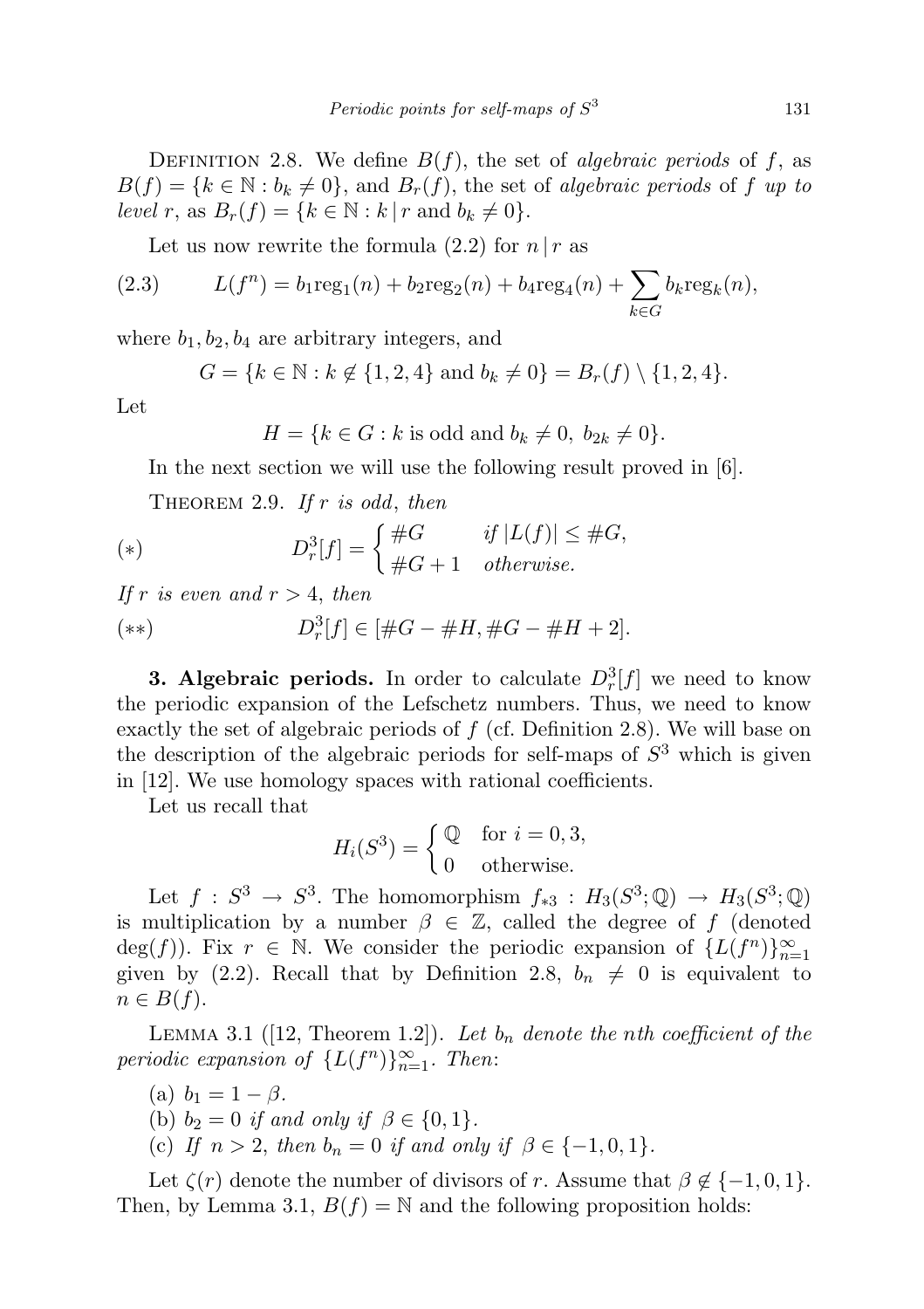Definition 2.8. We define $B(f)$, the set of *algebraic periods* of $f$, as $B(f) = \{k \in \mathbb{N} : b_k \neq 0\}$, and $B_r(f)$, the set of *algebraic periods* of $f$ *up to level* $r$, as $B_r(f) = \{k \in \mathbb{N} : k \mid r \text{ and } b_k \neq 0\}$.

Let us now rewrite the formula (2.2) for $n \mid r$ as

$$L(f^n) = b_1 \mathrm{reg}_1(n) + b_2 \mathrm{reg}_2(n) + b_4 \mathrm{reg}_4(n) + \sum_{k \in G} b_k \mathrm{reg}_k(n), \tag{2.3}$$

where $b_1, b_2, b_4$ are arbitrary integers, and

$$G = \{k \in \mathbb{N} : k \notin \{1,2,4\} \text{ and } b_k \neq 0\} = B_r(f) \setminus \{1,2,4\}.$$

Let

$$H = \{k \in G : k \text{ is odd and } b_k \neq 0,\ b_{2k} \neq 0\}.$$

In the next section we will use the following result proved in [6].

Theorem 2.9. *If $r$ is odd, then*

$$D^3_r[f] = \begin{cases} \#G & \text{if } |L(f)| \leq \#G, \\ \#G + 1 & \text{otherwise.} \end{cases} \tag{$*$}$$

*If $r$ is even and $r > 4$, then*

$$D^3_r[f] \in [\#G - \#H, \#G - \#H + 2]. \tag{$**$}$$

**3. Algebraic periods.** In order to calculate $D^3_r[f]$ we need to know the periodic expansion of the Lefschetz numbers. Thus, we need to know exactly the set of algebraic periods of $f$ (cf. Definition 2.8). We will base on the description of the algebraic periods for self-maps of $S^3$ which is given in [12]. We use homology spaces with rational coefficients.

Let us recall that

$$H_i(S^3) = \begin{cases} \mathbb{Q} & \text{for } i = 0, 3, \\ 0 & \text{otherwise.} \end{cases}$$

Let $f : S^3 \to S^3$. The homomorphism $f_{*3} : H_3(S^3; \mathbb{Q}) \to H_3(S^3; \mathbb{Q})$ is multiplication by a number $\beta \in \mathbb{Z}$, called the degree of $f$ (denoted $\deg(f)$). Fix $r \in \mathbb{N}$. We consider the periodic expansion of $\{L(f^n)\}_{n=1}^{\infty}$ given by (2.2). Recall that by Definition 2.8, $b_n \neq 0$ is equivalent to $n \in B(f)$.

Lemma 3.1 ([12, Theorem 1.2]). *Let $b_n$ denote the $n$th coefficient of the periodic expansion of $\{L(f^n)\}_{n=1}^{\infty}$. Then*:

(a) $b_1 = 1 - \beta$.

(b) $b_2 = 0$ *if and only if* $\beta \in \{0, 1\}$.

(c) *If $n > 2$, then $b_n = 0$ if and only if $\beta \in \{-1, 0, 1\}$.*

Let $\zeta(r)$ denote the number of divisors of $r$. Assume that $\beta \notin \{-1, 0, 1\}$. Then, by Lemma 3.1, $B(f) = \mathbb{N}$ and the following proposition holds: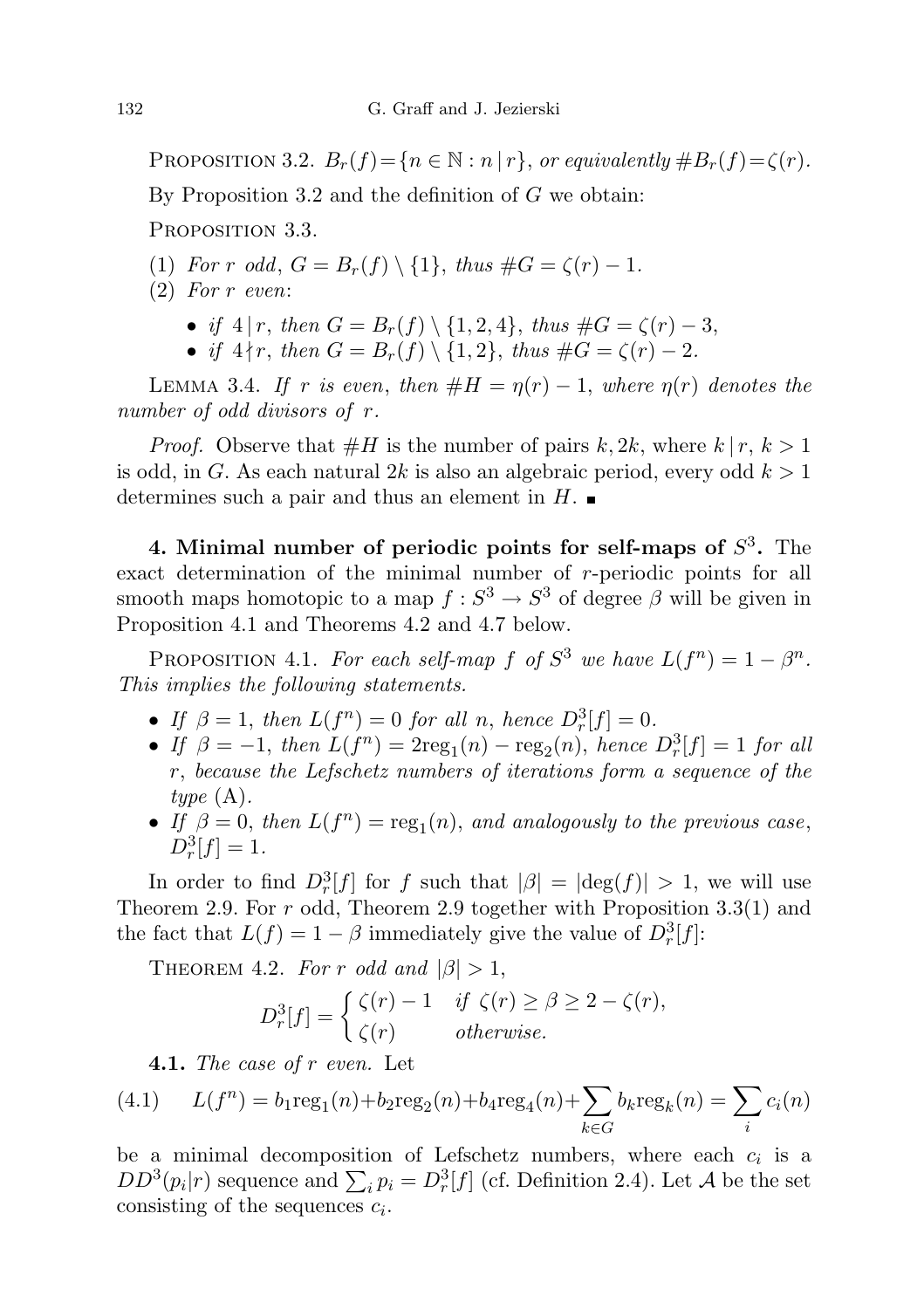Proposition 3.2. *$B_r(f) = \{n \in \mathbb{N} : n \mid r\}$, or equivalently $\#B_r(f) = \zeta(r)$.*

By Proposition 3.2 and the definition of $G$ we obtain:

Proposition 3.3.

(1) *For $r$ odd, $G = B_r(f) \setminus \{1\}$, thus $\#G = \zeta(r) - 1$.*

(2) *For $r$ even*:

- *if $4 \mid r$, then $G = B_r(f) \setminus \{1, 2, 4\}$, thus $\#G = \zeta(r) - 3$,*
- *if $4 \nmid r$, then $G = B_r(f) \setminus \{1, 2\}$, thus $\#G = \zeta(r) - 2$.*

Lemma 3.4. *If $r$ is even, then $\#H = \eta(r) - 1$, where $\eta(r)$ denotes the number of odd divisors of $r$.*

*Proof.* Observe that $\#H$ is the number of pairs $k, 2k$, where $k \mid r$, $k > 1$ is odd, in $G$. As each natural $2k$ is also an algebraic period, every odd $k > 1$ determines such a pair and thus an element in $H$. ■

## 4. Minimal number of periodic points for self-maps of $S^3$.

The exact determination of the minimal number of $r$-periodic points for all smooth maps homotopic to a map $f : S^3 \to S^3$ of degree $\beta$ will be given in Proposition 4.1 and Theorems 4.2 and 4.7 below.

Proposition 4.1. *For each self-map $f$ of $S^3$ we have $L(f^n) = 1 - \beta^n$. This implies the following statements.*

- *If $\beta = 1$, then $L(f^n) = 0$ for all $n$, hence $D^3_r[f] = 0$.*
- *If $\beta = -1$, then $L(f^n) = 2\mathrm{reg}_1(n) - \mathrm{reg}_2(n)$, hence $D^3_r[f] = 1$ for all $r$, because the Lefschetz numbers of iterations form a sequence of the type* (A).
- *If $\beta = 0$, then $L(f^n) = \mathrm{reg}_1(n)$, and analogously to the previous case, $D^3_r[f] = 1$.*

In order to find $D^3_r[f]$ for $f$ such that $|\beta| = |\deg(f)| > 1$, we will use Theorem 2.9. For $r$ odd, Theorem 2.9 together with Proposition 3.3(1) and the fact that $L(f) = 1 - \beta$ immediately give the value of $D^3_r[f]$:

Theorem 4.2. *For $r$ odd and $|\beta| > 1$,*

$$D^3_r[f] = \begin{cases} \zeta(r) - 1 & \text{if } \zeta(r) \geq \beta \geq 2 - \zeta(r), \\ \zeta(r) & \text{otherwise.} \end{cases}$$

### 4.1. *The case of $r$ even.*

Let

$$L(f^n) = b_1\mathrm{reg}_1(n) + b_2\mathrm{reg}_2(n) + b_4\mathrm{reg}_4(n) + \sum_{k \in G} b_k\mathrm{reg}_k(n) = \sum_i c_i(n) \tag{4.1}$$

be a minimal decomposition of Lefschetz numbers, where each $c_i$ is a $DD^3(p_i|r)$ sequence and $\sum_i p_i = D^3_r[f]$ (cf. Definition 2.4). Let $\mathcal{A}$ be the set consisting of the sequences $c_i$.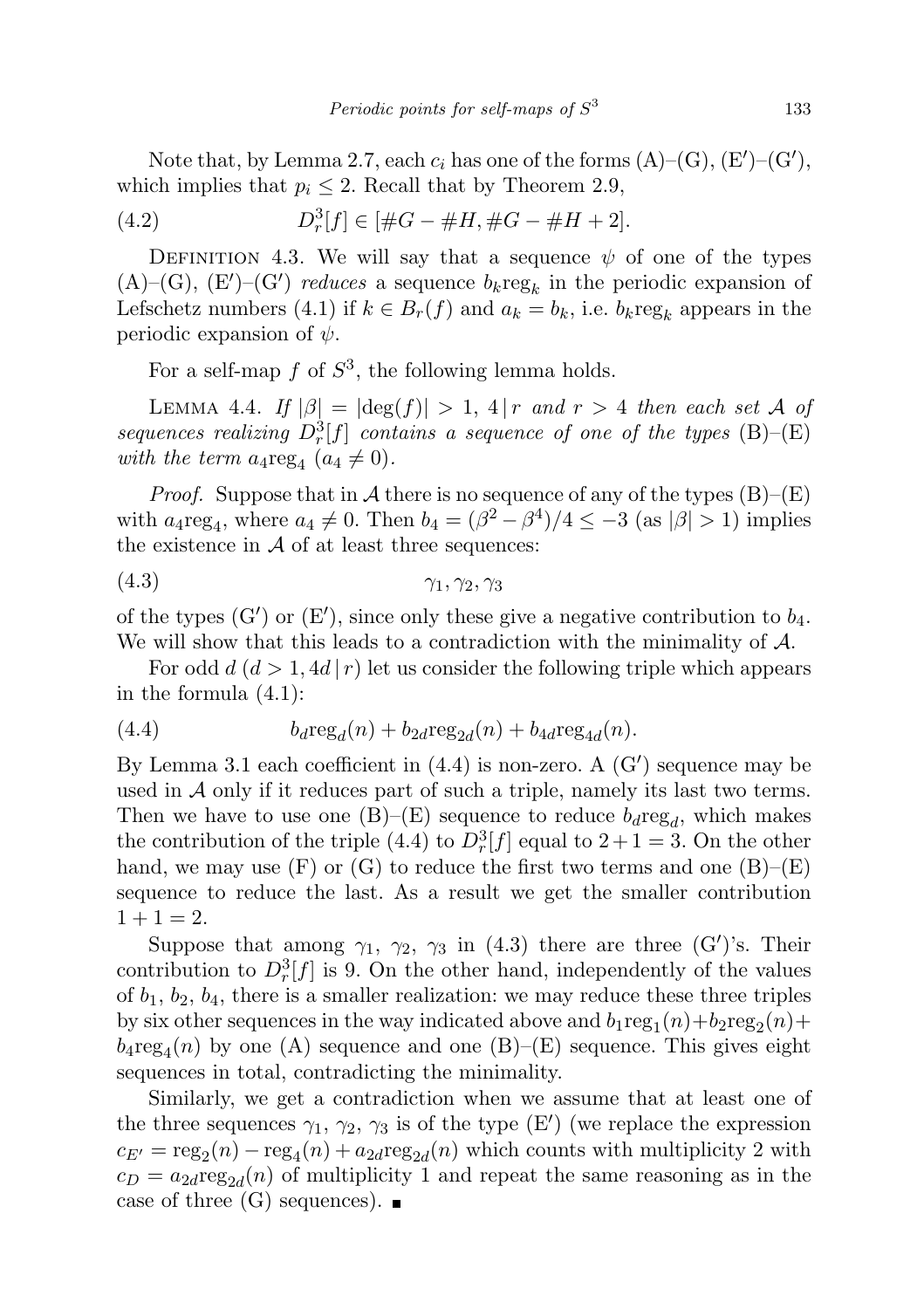Note that, by Lemma 2.7, each $c_i$ has one of the forms (A)–(G), (E′)–(G′), which implies that $p_i \leq 2$. Recall that by Theorem 2.9,

$$D^3_r[f] \in [\#G - \#H, \#G - \#H + 2]. \tag{4.2}$$

Definition 4.3. We will say that a sequence $\psi$ of one of the types (A)–(G), (E′)–(G′) *reduces* a sequence $b_k \mathrm{reg}_k$ in the periodic expansion of Lefschetz numbers (4.1) if $k \in B_r(f)$ and $a_k = b_k$, i.e. $b_k \mathrm{reg}_k$ appears in the periodic expansion of $\psi$.

For a self-map $f$ of $S^3$, the following lemma holds.

Lemma 4.4. *If $|\beta| = |\deg(f)| > 1$, $4 \,|\, r$ and $r > 4$ then each set $\mathcal{A}$ of sequences realizing $D^3_r[f]$ contains a sequence of one of the types* (B)–(E) *with the term $a_4 \mathrm{reg}_4$ ($a_4 \neq 0$).*

*Proof.* Suppose that in $\mathcal{A}$ there is no sequence of any of the types (B)–(E) with $a_4 \mathrm{reg}_4$, where $a_4 \neq 0$. Then $b_4 = (\beta^2 - \beta^4)/4 \leq -3$ (as $|\beta| > 1$) implies the existence in $\mathcal{A}$ of at least three sequences:

$$\gamma_1, \gamma_2, \gamma_3 \tag{4.3}$$

of the types (G′) or (E′), since only these give a negative contribution to $b_4$. We will show that this leads to a contradiction with the minimality of $\mathcal{A}$.

For odd $d$ ($d > 1, 4d \,|\, r$) let us consider the following triple which appears in the formula (4.1):

$$b_d \mathrm{reg}_d(n) + b_{2d} \mathrm{reg}_{2d}(n) + b_{4d} \mathrm{reg}_{4d}(n). \tag{4.4}$$

By Lemma 3.1 each coefficient in (4.4) is non-zero. A (G′) sequence may be used in $\mathcal{A}$ only if it reduces part of such a triple, namely its last two terms. Then we have to use one (B)–(E) sequence to reduce $b_d \mathrm{reg}_d$, which makes the contribution of the triple (4.4) to $D^3_r[f]$ equal to $2+1 = 3$. On the other hand, we may use (F) or (G) to reduce the first two terms and one (B)–(E) sequence to reduce the last. As a result we get the smaller contribution $1 + 1 = 2$.

Suppose that among $\gamma_1$, $\gamma_2$, $\gamma_3$ in (4.3) there are three (G′)'s. Their contribution to $D^3_r[f]$ is 9. On the other hand, independently of the values of $b_1$, $b_2$, $b_4$, there is a smaller realization: we may reduce these three triples by six other sequences in the way indicated above and $b_1 \mathrm{reg}_1(n) + b_2 \mathrm{reg}_2(n) + b_4 \mathrm{reg}_4(n)$ by one (A) sequence and one (B)–(E) sequence. This gives eight sequences in total, contradicting the minimality.

Similarly, we get a contradiction when we assume that at least one of the three sequences $\gamma_1$, $\gamma_2$, $\gamma_3$ is of the type (E′) (we replace the expression $c_{E'} = \mathrm{reg}_2(n) - \mathrm{reg}_4(n) + a_{2d} \mathrm{reg}_{2d}(n)$ which counts with multiplicity 2 with $c_D = a_{2d} \mathrm{reg}_{2d}(n)$ of multiplicity 1 and repeat the same reasoning as in the case of three (G) sequences). ∎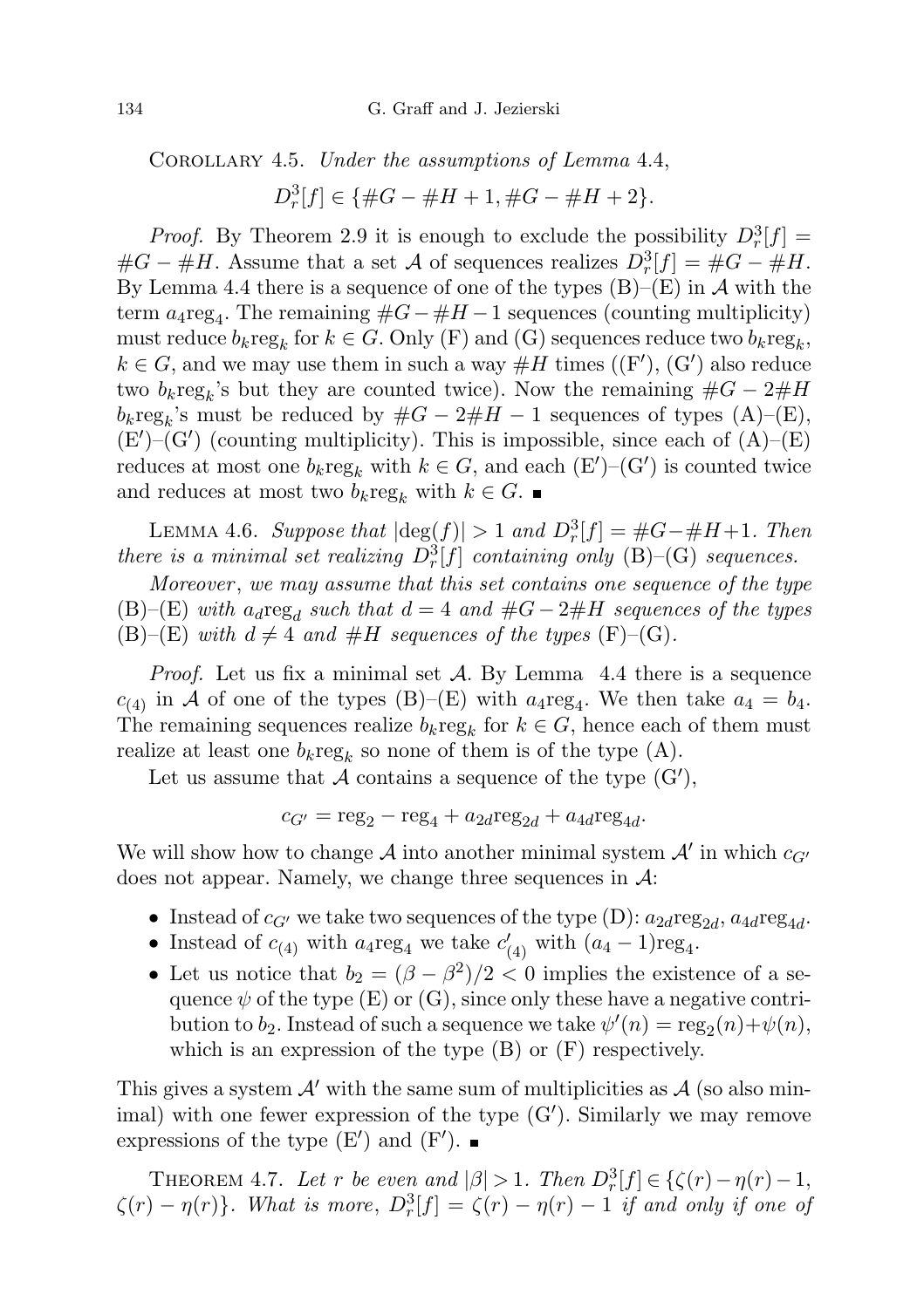Corollary 4.5. *Under the assumptions of Lemma* 4.4,

$$D_r^3[f] \in \{\#G - \#H + 1, \#G - \#H + 2\}.$$

*Proof.* By Theorem 2.9 it is enough to exclude the possibility $D_r^3[f] = \#G - \#H$. Assume that a set $\mathcal{A}$ of sequences realizes $D_r^3[f] = \#G - \#H$. By Lemma 4.4 there is a sequence of one of the types (B)–(E) in $\mathcal{A}$ with the term $a_4\mathrm{reg}_4$. The remaining $\#G - \#H - 1$ sequences (counting multiplicity) must reduce $b_k\mathrm{reg}_k$ for $k \in G$. Only (F) and (G) sequences reduce two $b_k\mathrm{reg}_k$, $k \in G$, and we may use them in such a way $\#H$ times ((F′), (G′) also reduce two $b_k\mathrm{reg}_k$'s but they are counted twice). Now the remaining $\#G - 2\#H$ $b_k\mathrm{reg}_k$'s must be reduced by $\#G - 2\#H - 1$ sequences of types (A)–(E), (E′)–(G′) (counting multiplicity). This is impossible, since each of (A)–(E) reduces at most one $b_k\mathrm{reg}_k$ with $k \in G$, and each (E′)–(G′) is counted twice and reduces at most two $b_k\mathrm{reg}_k$ with $k \in G$. ∎

Lemma 4.6. *Suppose that* $|\deg(f)| > 1$ *and* $D_r^3[f] = \#G - \#H + 1$. *Then there is a minimal set realizing* $D_r^3[f]$ *containing only* (B)–(G) *sequences.*

*Moreover*, *we may assume that this set contains one sequence of the type* (B)–(E) *with* $a_d\mathrm{reg}_d$ *such that* $d = 4$ *and* $\#G - 2\#H$ *sequences of the types* (B)–(E) *with* $d \neq 4$ *and* $\#H$ *sequences of the types* (F)–(G).

*Proof.* Let us fix a minimal set $\mathcal{A}$. By Lemma 4.4 there is a sequence $c_{(4)}$ in $\mathcal{A}$ of one of the types (B)–(E) with $a_4\mathrm{reg}_4$. We then take $a_4 = b_4$. The remaining sequences realize $b_k\mathrm{reg}_k$ for $k \in G$, hence each of them must realize at least one $b_k\mathrm{reg}_k$ so none of them is of the type (A).

Let us assume that $\mathcal{A}$ contains a sequence of the type (G′),

$$c_{G'} = \mathrm{reg}_2 - \mathrm{reg}_4 + a_{2d}\mathrm{reg}_{2d} + a_{4d}\mathrm{reg}_{4d}.$$

We will show how to change $\mathcal{A}$ into another minimal system $\mathcal{A}'$ in which $c_{G'}$ does not appear. Namely, we change three sequences in $\mathcal{A}$:

- Instead of $c_{G'}$ we take two sequences of the type (D): $a_{2d}\mathrm{reg}_{2d}$, $a_{4d}\mathrm{reg}_{4d}$.
- Instead of $c_{(4)}$ with $a_4\mathrm{reg}_4$ we take $c'_{(4)}$ with $(a_4 - 1)\mathrm{reg}_4$.
- Let us notice that $b_2 = (\beta - \beta^2)/2 < 0$ implies the existence of a sequence $\psi$ of the type (E) or (G), since only these have a negative contribution to $b_2$. Instead of such a sequence we take $\psi'(n) = \mathrm{reg}_2(n) + \psi(n)$, which is an expression of the type (B) or (F) respectively.

This gives a system $\mathcal{A}'$ with the same sum of multiplicities as $\mathcal{A}$ (so also minimal) with one fewer expression of the type (G′). Similarly we may remove expressions of the type (E′) and (F′). ∎

Theorem 4.7. *Let* $r$ *be even and* $|\beta| > 1$. *Then* $D_r^3[f] \in \{\zeta(r) - \eta(r) - 1, \zeta(r) - \eta(r)\}$. *What is more*, $D_r^3[f] = \zeta(r) - \eta(r) - 1$ *if and only if one of*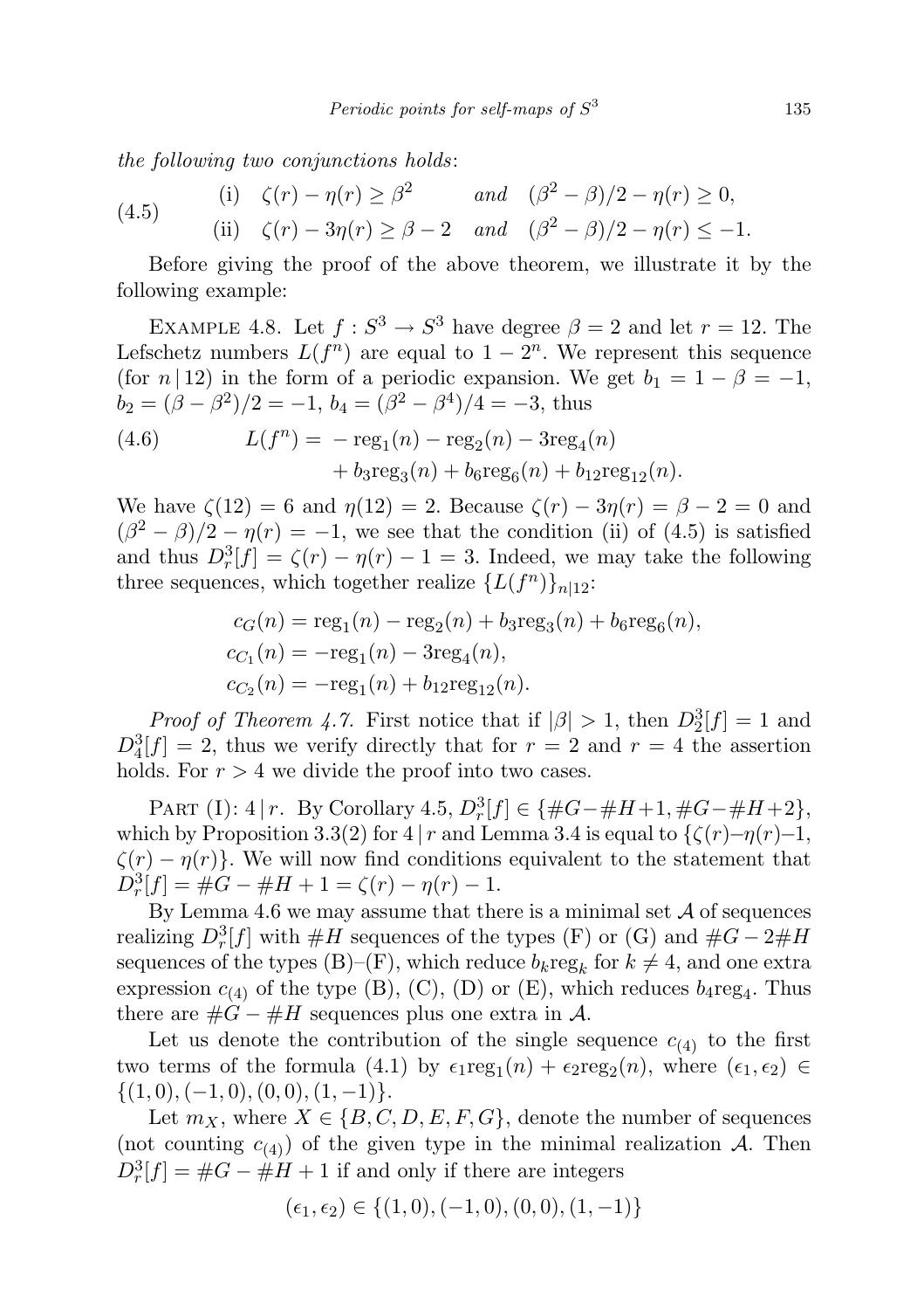*the following two conjunctions holds*:

$$
\text{(4.5)} \qquad \begin{array}{ll} \text{(i)} \quad \zeta(r) - \eta(r) \geq \beta^2 & \textit{and} \quad (\beta^2 - \beta)/2 - \eta(r) \geq 0, \\ \text{(ii)} \quad \zeta(r) - 3\eta(r) \geq \beta - 2 & \textit{and} \quad (\beta^2 - \beta)/2 - \eta(r) \leq -1. \end{array}
$$

Before giving the proof of the above theorem, we illustrate it by the following example:

Example 4.8. Let $f : S^3 \to S^3$ have degree $\beta = 2$ and let $r = 12$. The Lefschetz numbers $L(f^n)$ are equal to $1 - 2^n$. We represent this sequence (for $n \mid 12$) in the form of a periodic expansion. We get $b_1 = 1 - \beta = -1$, $b_2 = (\beta - \beta^2)/2 = -1$, $b_4 = (\beta^2 - \beta^4)/4 = -3$, thus

$$
\text{(4.6)} \qquad \begin{aligned} L(f^n) = & - \mathrm{reg}_1(n) - \mathrm{reg}_2(n) - 3\mathrm{reg}_4(n) \\ & + b_3 \mathrm{reg}_3(n) + b_6 \mathrm{reg}_6(n) + b_{12} \mathrm{reg}_{12}(n). \end{aligned}
$$

We have $\zeta(12) = 6$ and $\eta(12) = 2$. Because $\zeta(r) - 3\eta(r) = \beta - 2 = 0$ and $(\beta^2 - \beta)/2 - \eta(r) = -1$, we see that the condition (ii) of (4.5) is satisfied and thus $D^3_r[f] = \zeta(r) - \eta(r) - 1 = 3$. Indeed, we may take the following three sequences, which together realize $\{L(f^n)\}_{n|12}$:

$$
\begin{aligned} c_G(n) &= \mathrm{reg}_1(n) - \mathrm{reg}_2(n) + b_3 \mathrm{reg}_3(n) + b_6 \mathrm{reg}_6(n), \\ c_{C_1}(n) &= -\mathrm{reg}_1(n) - 3\mathrm{reg}_4(n), \\ c_{C_2}(n) &= -\mathrm{reg}_1(n) + b_{12} \mathrm{reg}_{12}(n). \end{aligned}
$$

*Proof of Theorem 4.7.* First notice that if $|\beta| > 1$, then $D^3_2[f] = 1$ and $D^3_4[f] = 2$, thus we verify directly that for $r = 2$ and $r = 4$ the assertion holds. For $r > 4$ we divide the proof into two cases.

Part (I): $4 \mid r$. By Corollary 4.5, $D^3_r[f] \in \{\#G - \#H + 1, \#G - \#H + 2\}$, which by Proposition 3.3(2) for $4 \mid r$ and Lemma 3.4 is equal to $\{\zeta(r) - \eta(r) - 1, \zeta(r) - \eta(r)\}$. We will now find conditions equivalent to the statement that $D^3_r[f] = \#G - \#H + 1 = \zeta(r) - \eta(r) - 1$.

By Lemma 4.6 we may assume that there is a minimal set $\mathcal{A}$ of sequences realizing $D^3_r[f]$ with $\#H$ sequences of the types (F) or (G) and $\#G - 2\#H$ sequences of the types (B)–(F), which reduce $b_k \mathrm{reg}_k$ for $k \neq 4$, and one extra expression $c_{(4)}$ of the type (B), (C), (D) or (E), which reduces $b_4 \mathrm{reg}_4$. Thus there are $\#G - \#H$ sequences plus one extra in $\mathcal{A}$.

Let us denote the contribution of the single sequence $c_{(4)}$ to the first two terms of the formula (4.1) by $\epsilon_1 \mathrm{reg}_1(n) + \epsilon_2 \mathrm{reg}_2(n)$, where $(\epsilon_1, \epsilon_2) \in \{(1, 0), (-1, 0), (0, 0), (1, -1)\}$.

Let $m_X$, where $X \in \{B, C, D, E, F, G\}$, denote the number of sequences (not counting $c_{(4)}$) of the given type in the minimal realization $\mathcal{A}$. Then $D^3_r[f] = \#G - \#H + 1$ if and only if there are integers

$$
(\epsilon_1, \epsilon_2) \in \{(1, 0), (-1, 0), (0, 0), (1, -1)\}
$$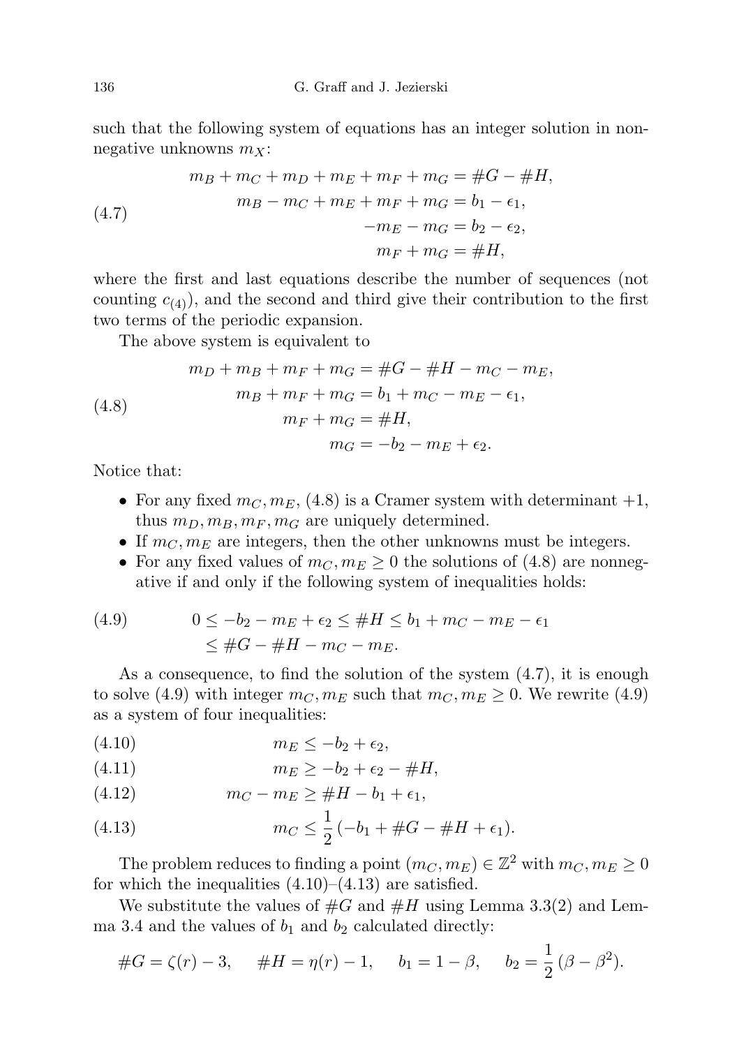such that the following system of equations has an integer solution in nonnegative unknowns $m_X$:

$$
\begin{aligned}
m_B + m_C + m_D + m_E + m_F + m_G &= \#G - \#H, \\
m_B - m_C + m_E + m_F + m_G &= b_1 - \epsilon_1, \\
-m_E - m_G &= b_2 - \epsilon_2, \\
m_F + m_G &= \#H,
\end{aligned}
\tag{4.7}
$$

where the first and last equations describe the number of sequences (not counting $c_{(4)}$), and the second and third give their contribution to the first two terms of the periodic expansion.

The above system is equivalent to

$$
\begin{aligned}
m_D + m_B + m_F + m_G &= \#G - \#H - m_C - m_E, \\
m_B + m_F + m_G &= b_1 + m_C - m_E - \epsilon_1, \\
m_F + m_G &= \#H, \\
m_G &= -b_2 - m_E + \epsilon_2.
\end{aligned}
\tag{4.8}
$$

Notice that:

- For any fixed $m_C, m_E$, (4.8) is a Cramer system with determinant $+1$, thus $m_D, m_B, m_F, m_G$ are uniquely determined.
- If $m_C, m_E$ are integers, then the other unknowns must be integers.
- For any fixed values of $m_C, m_E \geq 0$ the solutions of (4.8) are nonnegative if and only if the following system of inequalities holds:

$$
\begin{aligned}
0 \leq -b_2 - m_E + \epsilon_2 \leq \#H \leq b_1 + m_C - m_E - \epsilon_1 \\
\leq \#G - \#H - m_C - m_E.
\end{aligned}
\tag{4.9}
$$

As a consequence, to find the solution of the system (4.7), it is enough to solve (4.9) with integer $m_C, m_E$ such that $m_C, m_E \geq 0$. We rewrite (4.9) as a system of four inequalities:

$$m_E \leq -b_2 + \epsilon_2, \tag{4.10}$$

$$m_E \geq -b_2 + \epsilon_2 - \#H, \tag{4.11}$$

$$m_C - m_E \geq \#H - b_1 + \epsilon_1, \tag{4.12}$$

$$m_C \leq \frac{1}{2}\,(-b_1 + \#G - \#H + \epsilon_1). \tag{4.13}$$

The problem reduces to finding a point $(m_C, m_E) \in \mathbb{Z}^2$ with $m_C, m_E \geq 0$ for which the inequalities (4.10)–(4.13) are satisfied.

We substitute the values of $\#G$ and $\#H$ using Lemma 3.3(2) and Lemma 3.4 and the values of $b_1$ and $b_2$ calculated directly:

$$\#G = \zeta(r) - 3, \quad \#H = \eta(r) - 1, \quad b_1 = 1 - \beta, \quad b_2 = \frac{1}{2}\,(\beta - \beta^2).$$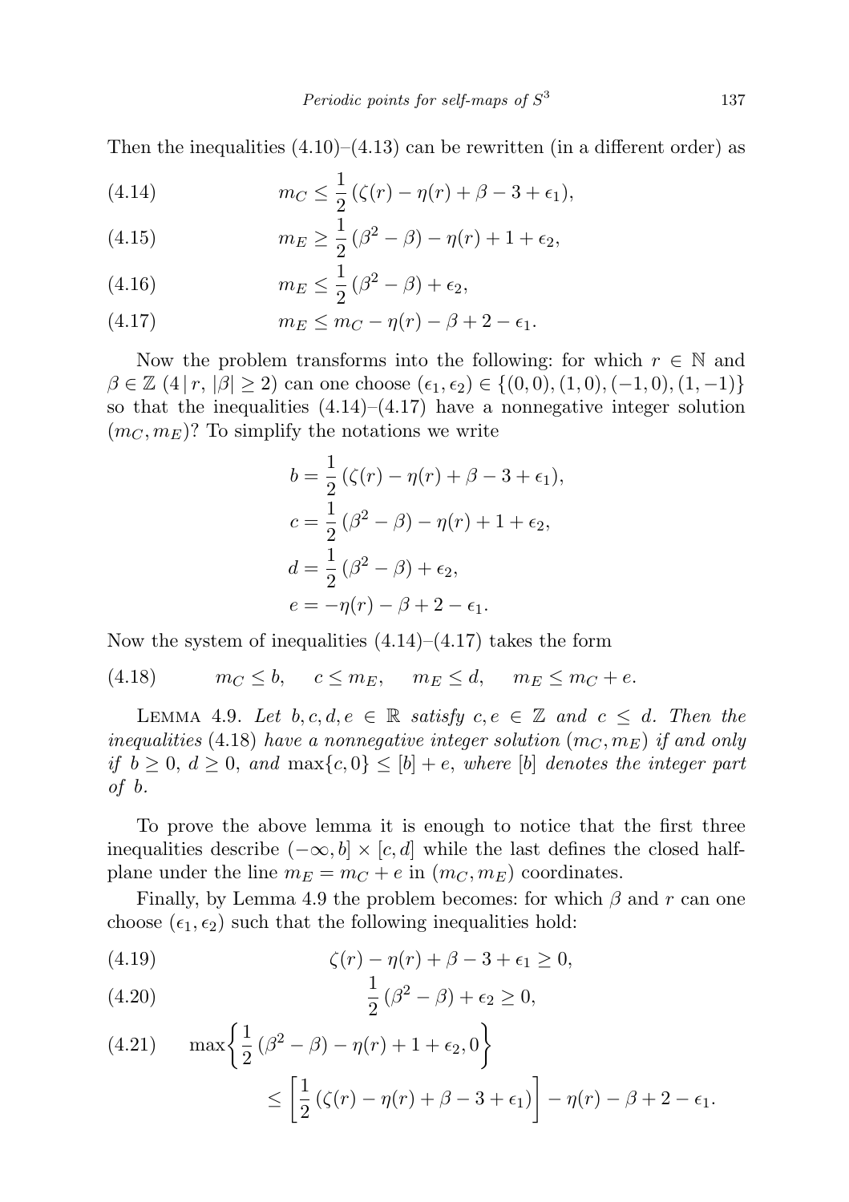Then the inequalities (4.10)–(4.13) can be rewritten (in a different order) as

$$m_C \leq \frac{1}{2}\,(\zeta(r) - \eta(r) + \beta - 3 + \epsilon_1), \tag{4.14}$$

$$m_E \geq \frac{1}{2}\,(\beta^2 - \beta) - \eta(r) + 1 + \epsilon_2, \tag{4.15}$$

$$m_E \leq \frac{1}{2}\,(\beta^2 - \beta) + \epsilon_2, \tag{4.16}$$

$$m_E \leq m_C - \eta(r) - \beta + 2 - \epsilon_1. \tag{4.17}$$

Now the problem transforms into the following: for which $r \in \mathbb{N}$ and $\beta \in \mathbb{Z}$ ($4 \mid r$, $|\beta| \geq 2$) can one choose $(\epsilon_1, \epsilon_2) \in \{(0,0), (1,0), (-1,0), (1,-1)\}$ so that the inequalities (4.14)–(4.17) have a nonnegative integer solution $(m_C, m_E)$? To simplify the notations we write

$$\begin{aligned}
b &= \frac{1}{2}\,(\zeta(r) - \eta(r) + \beta - 3 + \epsilon_1),\\
c &= \frac{1}{2}\,(\beta^2 - \beta) - \eta(r) + 1 + \epsilon_2,\\
d &= \frac{1}{2}\,(\beta^2 - \beta) + \epsilon_2,\\
e &= -\eta(r) - \beta + 2 - \epsilon_1.
\end{aligned}$$

Now the system of inequalities (4.14)–(4.17) takes the form

$$m_C \leq b, \qquad c \leq m_E, \qquad m_E \leq d, \qquad m_E \leq m_C + e. \tag{4.18}$$

LEMMA 4.9. *Let $b, c, d, e \in \mathbb{R}$ satisfy $c, e \in \mathbb{Z}$ and $c \leq d$. Then the inequalities* (4.18) *have a nonnegative integer solution $(m_C, m_E)$ if and only if $b \geq 0$, $d \geq 0$, and $\max\{c, 0\} \leq [b] + e$, where $[b]$ denotes the integer part of $b$.*

To prove the above lemma it is enough to notice that the first three inequalities describe $(-\infty, b] \times [c, d]$ while the last defines the closed half-plane under the line $m_E = m_C + e$ in $(m_C, m_E)$ coordinates.

Finally, by Lemma 4.9 the problem becomes: for which $\beta$ and $r$ can one choose $(\epsilon_1, \epsilon_2)$ such that the following inequalities hold:

$$\zeta(r) - \eta(r) + \beta - 3 + \epsilon_1 \geq 0, \tag{4.19}$$

$$\frac{1}{2}\,(\beta^2 - \beta) + \epsilon_2 \geq 0, \tag{4.20}$$

$$\max\left\{\frac{1}{2}\,(\beta^2 - \beta) - \eta(r) + 1 + \epsilon_2, 0\right\} \leq \left[\frac{1}{2}\,(\zeta(r) - \eta(r) + \beta - 3 + \epsilon_1)\right] - \eta(r) - \beta + 2 - \epsilon_1. \tag{4.21}$$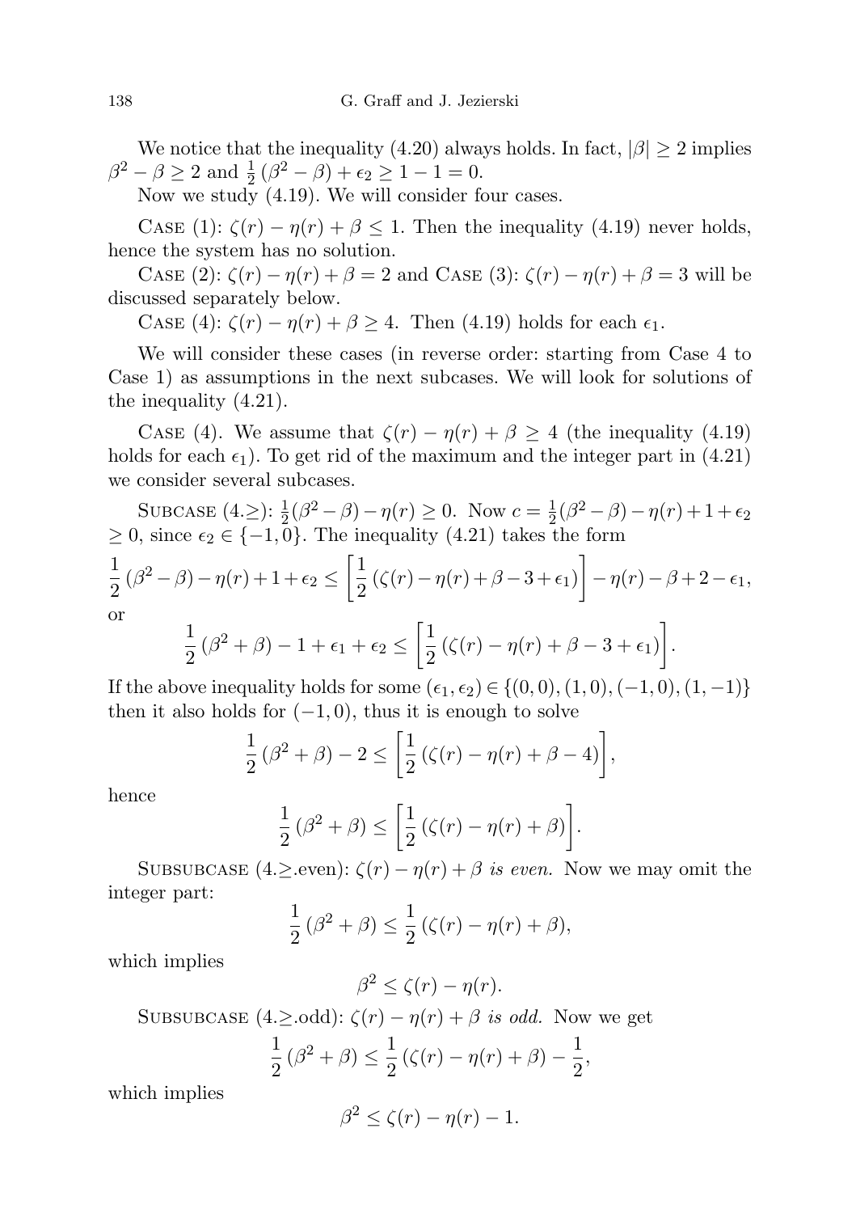We notice that the inequality (4.20) always holds. In fact, $|\beta| \geq 2$ implies $\beta^2 - \beta \geq 2$ and $\frac{1}{2}(\beta^2 - \beta) + \epsilon_2 \geq 1 - 1 = 0$.

Now we study (4.19). We will consider four cases.

Case (1): $\zeta(r) - \eta(r) + \beta \leq 1$. Then the inequality (4.19) never holds, hence the system has no solution.

Case (2): $\zeta(r) - \eta(r) + \beta = 2$ and Case (3): $\zeta(r) - \eta(r) + \beta = 3$ will be discussed separately below.

Case (4): $\zeta(r) - \eta(r) + \beta \geq 4$. Then (4.19) holds for each $\epsilon_1$.

We will consider these cases (in reverse order: starting from Case 4 to Case 1) as assumptions in the next subcases. We will look for solutions of the inequality (4.21).

Case (4). We assume that $\zeta(r) - \eta(r) + \beta \geq 4$ (the inequality (4.19) holds for each $\epsilon_1$). To get rid of the maximum and the integer part in (4.21) we consider several subcases.

Subcase (4.$\geq$): $\frac{1}{2}(\beta^2 - \beta) - \eta(r) \geq 0$. Now $c = \frac{1}{2}(\beta^2 - \beta) - \eta(r) + 1 + \epsilon_2 \geq 0$, since $\epsilon_2 \in \{-1, 0\}$. The inequality (4.21) takes the form

$$\frac{1}{2}(\beta^2 - \beta) - \eta(r) + 1 + \epsilon_2 \leq \left[\frac{1}{2}(\zeta(r) - \eta(r) + \beta - 3 + \epsilon_1)\right] - \eta(r) - \beta + 2 - \epsilon_1,$$

or

$$\frac{1}{2}(\beta^2 + \beta) - 1 + \epsilon_1 + \epsilon_2 \leq \left[\frac{1}{2}(\zeta(r) - \eta(r) + \beta - 3 + \epsilon_1)\right].$$

If the above inequality holds for some $(\epsilon_1, \epsilon_2) \in \{(0,0), (1,0), (-1,0), (1,-1)\}$ then it also holds for $(-1, 0)$, thus it is enough to solve

$$\frac{1}{2}(\beta^2 + \beta) - 2 \leq \left[\frac{1}{2}(\zeta(r) - \eta(r) + \beta - 4)\right],$$

hence

$$\frac{1}{2}(\beta^2 + \beta) \leq \left[\frac{1}{2}(\zeta(r) - \eta(r) + \beta)\right].$$

Subsubcase (4.$\geq$.even): *$\zeta(r) - \eta(r) + \beta$ is even.* Now we may omit the integer part:

$$\frac{1}{2}(\beta^2 + \beta) \leq \frac{1}{2}(\zeta(r) - \eta(r) + \beta),$$

which implies

$$\beta^2 \leq \zeta(r) - \eta(r).$$

Subsubcase (4.$\geq$.odd): *$\zeta(r) - \eta(r) + \beta$ is odd.* Now we get

$$\frac{1}{2}(\beta^2 + \beta) \leq \frac{1}{2}(\zeta(r) - \eta(r) + \beta) - \frac{1}{2},$$

which implies

$$\beta^2 \leq \zeta(r) - \eta(r) - 1.$$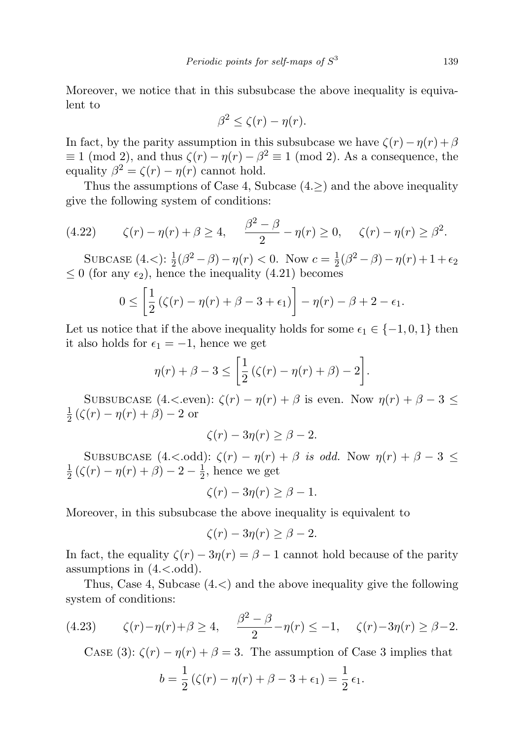Moreover, we notice that in this subsubcase the above inequality is equivalent to

$$\beta^2 \leq \zeta(r) - \eta(r).$$

In fact, by the parity assumption in this subsubcase we have $\zeta(r) - \eta(r) + \beta \equiv 1 \pmod 2$, and thus $\zeta(r) - \eta(r) - \beta^2 \equiv 1 \pmod 2$. As a consequence, the equality $\beta^2 = \zeta(r) - \eta(r)$ cannot hold.

Thus the assumptions of Case 4, Subcase (4.$\geq$) and the above inequality give the following system of conditions:

$$\zeta(r) - \eta(r) + \beta \geq 4, \quad \frac{\beta^2 - \beta}{2} - \eta(r) \geq 0, \quad \zeta(r) - \eta(r) \geq \beta^2. \tag{4.22}$$

Subcase (4.<): $\frac{1}{2}(\beta^2 - \beta) - \eta(r) < 0$. Now $c = \frac{1}{2}(\beta^2 - \beta) - \eta(r) + 1 + \epsilon_2 \leq 0$ (for any $\epsilon_2$), hence the inequality (4.21) becomes

$$0 \leq \left[\frac{1}{2}\left(\zeta(r) - \eta(r) + \beta - 3 + \epsilon_1\right)\right] - \eta(r) - \beta + 2 - \epsilon_1.$$

Let us notice that if the above inequality holds for some $\epsilon_1 \in \{-1, 0, 1\}$ then it also holds for $\epsilon_1 = -1$, hence we get

$$\eta(r) + \beta - 3 \leq \left[\frac{1}{2}\left(\zeta(r) - \eta(r) + \beta\right) - 2\right].$$

Subsubcase (4.<.even): $\zeta(r) - \eta(r) + \beta$ is even. Now $\eta(r) + \beta - 3 \leq \frac{1}{2}\left(\zeta(r) - \eta(r) + \beta\right) - 2$ or

$$\zeta(r) - 3\eta(r) \geq \beta - 2.$$

Subsubcase (4.<.odd): *$\zeta(r) - \eta(r) + \beta$ is odd.* Now $\eta(r) + \beta - 3 \leq \frac{1}{2}\left(\zeta(r) - \eta(r) + \beta\right) - 2 - \frac{1}{2}$, hence we get

$$\zeta(r) - 3\eta(r) \geq \beta - 1.$$

Moreover, in this subsubcase the above inequality is equivalent to

$$\zeta(r) - 3\eta(r) \geq \beta - 2.$$

In fact, the equality $\zeta(r) - 3\eta(r) = \beta - 1$ cannot hold because of the parity assumptions in (4.<.odd).

Thus, Case 4, Subcase (4.<) and the above inequality give the following system of conditions:

$$\zeta(r) - \eta(r) + \beta \geq 4, \quad \frac{\beta^2 - \beta}{2} - \eta(r) \leq -1, \quad \zeta(r) - 3\eta(r) \geq \beta - 2. \tag{4.23}$$

Case (3): $\zeta(r) - \eta(r) + \beta = 3$. The assumption of Case 3 implies that

$$b = \frac{1}{2}\left(\zeta(r) - \eta(r) + \beta - 3 + \epsilon_1\right) = \frac{1}{2}\,\epsilon_1.$$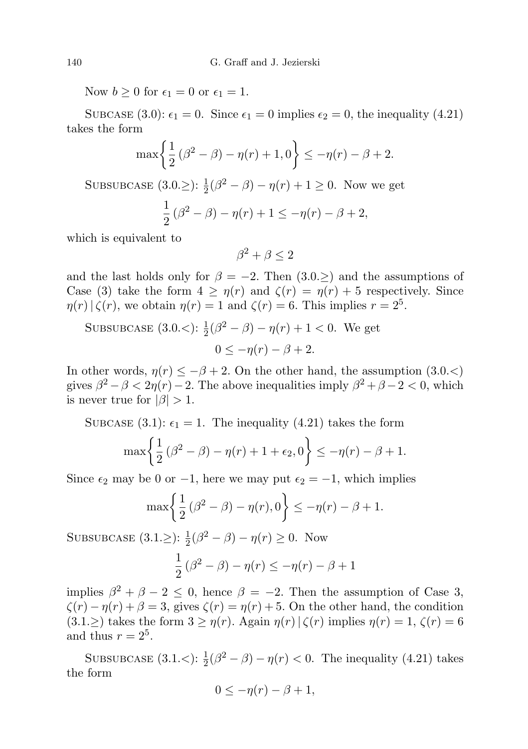Now $b \geq 0$ for $\epsilon_1 = 0$ or $\epsilon_1 = 1$.

Subcase (3.0): $\epsilon_1 = 0$. Since $\epsilon_1 = 0$ implies $\epsilon_2 = 0$, the inequality (4.21) takes the form

$$\max\left\{\frac{1}{2}(\beta^2 - \beta) - \eta(r) + 1, 0\right\} \leq -\eta(r) - \beta + 2.$$

Subsubcase (3.0.$\geq$): $\frac{1}{2}(\beta^2 - \beta) - \eta(r) + 1 \geq 0$. Now we get

$$\frac{1}{2}(\beta^2 - \beta) - \eta(r) + 1 \leq -\eta(r) - \beta + 2,$$

which is equivalent to

$$\beta^2 + \beta \leq 2$$

and the last holds only for $\beta = -2$. Then (3.0.$\geq$) and the assumptions of Case (3) take the form $4 \geq \eta(r)$ and $\zeta(r) = \eta(r) + 5$ respectively. Since $\eta(r) \,|\, \zeta(r)$, we obtain $\eta(r) = 1$ and $\zeta(r) = 6$. This implies $r = 2^5$.

Subsubcase (3.0.$<$): $\frac{1}{2}(\beta^2 - \beta) - \eta(r) + 1 < 0$. We get

$$0 \leq -\eta(r) - \beta + 2.$$

In other words, $\eta(r) \leq -\beta + 2$. On the other hand, the assumption (3.0.$<$) gives $\beta^2 - \beta < 2\eta(r) - 2$. The above inequalities imply $\beta^2 + \beta - 2 < 0$, which is never true for $|\beta| > 1$.

Subcase (3.1): $\epsilon_1 = 1$. The inequality (4.21) takes the form

$$\max\left\{\frac{1}{2}(\beta^2 - \beta) - \eta(r) + 1 + \epsilon_2, 0\right\} \leq -\eta(r) - \beta + 1.$$

Since $\epsilon_2$ may be 0 or $-1$, here we may put $\epsilon_2 = -1$, which implies

$$\max\left\{\frac{1}{2}(\beta^2 - \beta) - \eta(r), 0\right\} \leq -\eta(r) - \beta + 1.$$

Subsubcase (3.1.$\geq$): $\frac{1}{2}(\beta^2 - \beta) - \eta(r) \geq 0$. Now

$$\frac{1}{2}(\beta^2 - \beta) - \eta(r) \leq -\eta(r) - \beta + 1$$

implies $\beta^2 + \beta - 2 \leq 0$, hence $\beta = -2$. Then the assumption of Case 3, $\zeta(r) - \eta(r) + \beta = 3$, gives $\zeta(r) = \eta(r) + 5$. On the other hand, the condition (3.1.$\geq$) takes the form $3 \geq \eta(r)$. Again $\eta(r) \,|\, \zeta(r)$ implies $\eta(r) = 1$, $\zeta(r) = 6$ and thus $r = 2^5$.

Subsubcase (3.1.$<$): $\frac{1}{2}(\beta^2 - \beta) - \eta(r) < 0$. The inequality (4.21) takes the form

$$0 \leq -\eta(r) - \beta + 1,$$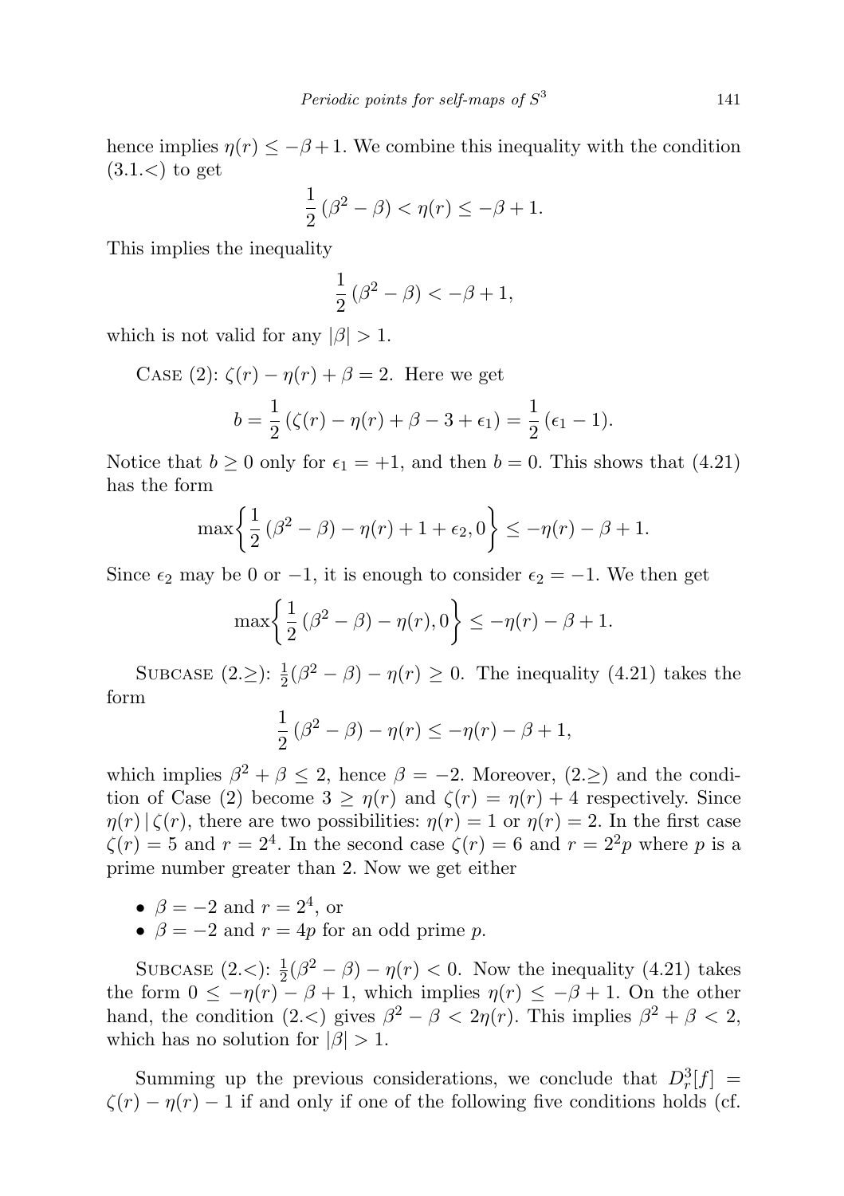hence implies $\eta(r) \leq -\beta+1$. We combine this inequality with the condition $(3.1.<)$ to get

$$\frac{1}{2}(\beta^2-\beta) < \eta(r) \leq -\beta+1.$$

This implies the inequality

$$\frac{1}{2}(\beta^2-\beta) < -\beta+1,$$

which is not valid for any $|\beta|>1$.

Case (2): $\zeta(r)-\eta(r)+\beta=2$. Here we get

$$b=\frac{1}{2}(\zeta(r)-\eta(r)+\beta-3+\epsilon_1)=\frac{1}{2}(\epsilon_1-1).$$

Notice that $b \geq 0$ only for $\epsilon_1=+1$, and then $b=0$. This shows that (4.21) has the form

$$\max\left\{\frac{1}{2}(\beta^2-\beta)-\eta(r)+1+\epsilon_2, 0\right\} \leq -\eta(r)-\beta+1.$$

Since $\epsilon_2$ may be 0 or $-1$, it is enough to consider $\epsilon_2=-1$. We then get

$$\max\left\{\frac{1}{2}(\beta^2-\beta)-\eta(r), 0\right\} \leq -\eta(r)-\beta+1.$$

Subcase $(2.\geq)$: $\frac{1}{2}(\beta^2-\beta)-\eta(r) \geq 0$. The inequality (4.21) takes the form

$$\frac{1}{2}(\beta^2-\beta)-\eta(r) \leq -\eta(r)-\beta+1,$$

which implies $\beta^2+\beta \leq 2$, hence $\beta=-2$. Moreover, $(2.\geq)$ and the condition of Case (2) become $3 \geq \eta(r)$ and $\zeta(r)=\eta(r)+4$ respectively. Since $\eta(r) \mid \zeta(r)$, there are two possibilities: $\eta(r)=1$ or $\eta(r)=2$. In the first case $\zeta(r)=5$ and $r=2^4$. In the second case $\zeta(r)=6$ and $r=2^2p$ where $p$ is a prime number greater than 2. Now we get either

- $\beta=-2$ and $r=2^4$, or
- $\beta=-2$ and $r=4p$ for an odd prime $p$.

Subcase $(2.<)$: $\frac{1}{2}(\beta^2-\beta)-\eta(r)<0$. Now the inequality (4.21) takes the form $0 \leq -\eta(r)-\beta+1$, which implies $\eta(r) \leq -\beta+1$. On the other hand, the condition $(2.<)$ gives $\beta^2-\beta<2\eta(r)$. This implies $\beta^2+\beta<2$, which has no solution for $|\beta|>1$.

Summing up the previous considerations, we conclude that $D_r^3[f] = \zeta(r)-\eta(r)-1$ if and only if one of the following five conditions holds (cf.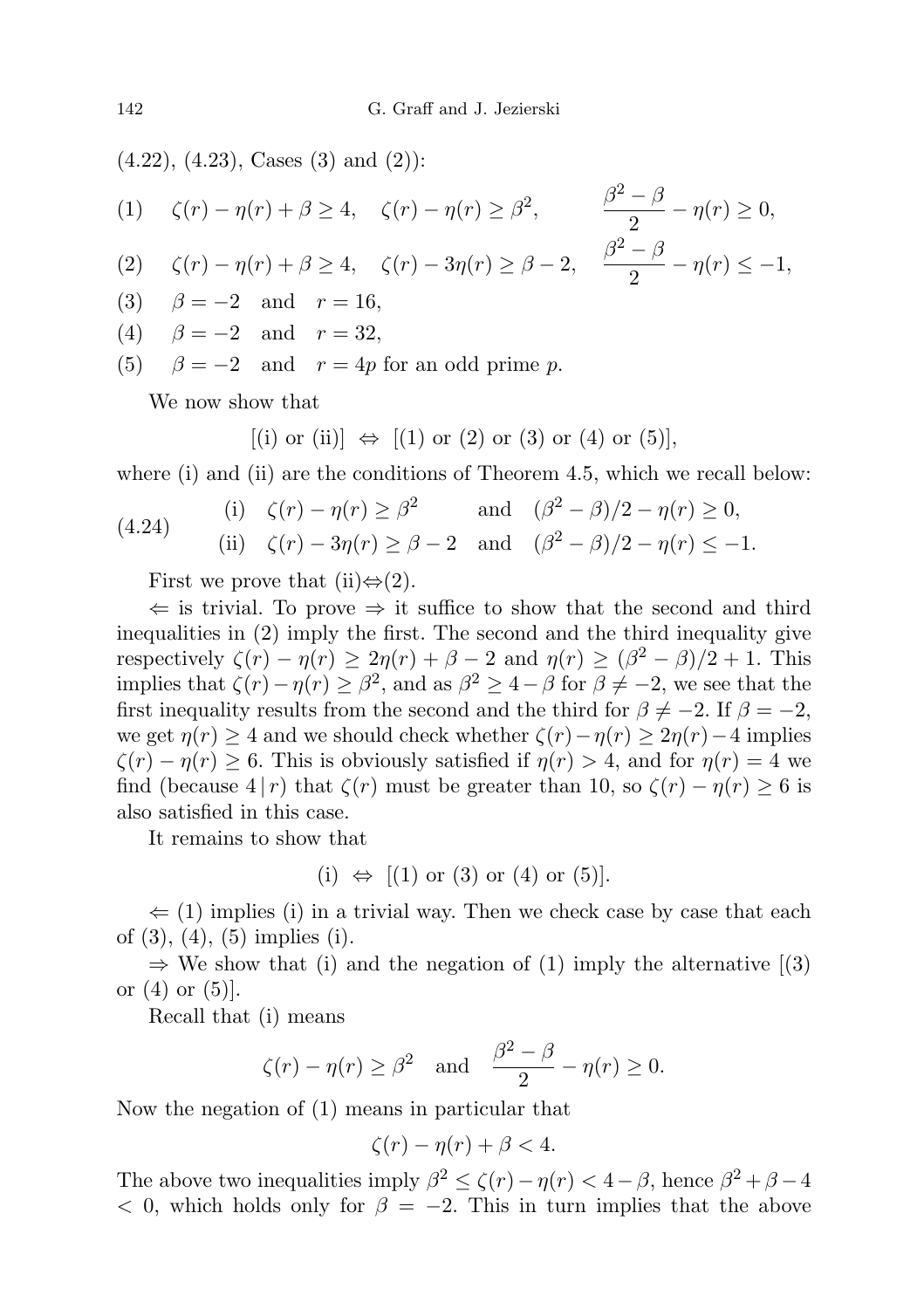(4.22), (4.23), Cases (3) and (2)):

(1) $\quad \zeta(r) - \eta(r) + \beta \geq 4, \quad \zeta(r) - \eta(r) \geq \beta^2, \qquad \dfrac{\beta^2 - \beta}{2} - \eta(r) \geq 0,$

(2) $\quad \zeta(r) - \eta(r) + \beta \geq 4, \quad \zeta(r) - 3\eta(r) \geq \beta - 2, \quad \dfrac{\beta^2 - \beta}{2} - \eta(r) \leq -1,$

(3) $\quad \beta = -2 \quad \text{and} \quad r = 16,$

(4) $\quad \beta = -2 \quad \text{and} \quad r = 32,$

(5) $\quad \beta = -2 \quad \text{and} \quad r = 4p$ for an odd prime $p$.

We now show that

$$[\text{(i) or (ii)}] \ \Leftrightarrow \ [\text{(1) or (2) or (3) or (4) or (5)}],$$

where (i) and (ii) are the conditions of Theorem 4.5, which we recall below:

$$\text{(4.24)} \qquad \begin{array}{ll} \text{(i)} \quad \zeta(r) - \eta(r) \geq \beta^2 & \text{and} \quad (\beta^2 - \beta)/2 - \eta(r) \geq 0, \\ \text{(ii)} \quad \zeta(r) - 3\eta(r) \geq \beta - 2 & \text{and} \quad (\beta^2 - \beta)/2 - \eta(r) \leq -1. \end{array}$$

First we prove that (ii)$\Leftrightarrow$(2).

$\Leftarrow$ is trivial. To prove $\Rightarrow$ it suffice to show that the second and third inequalities in (2) imply the first. The second and the third inequality give respectively $\zeta(r) - \eta(r) \geq 2\eta(r) + \beta - 2$ and $\eta(r) \geq (\beta^2 - \beta)/2 + 1$. This implies that $\zeta(r) - \eta(r) \geq \beta^2$, and as $\beta^2 \geq 4 - \beta$ for $\beta \neq -2$, we see that the first inequality results from the second and the third for $\beta \neq -2$. If $\beta = -2$, we get $\eta(r) \geq 4$ and we should check whether $\zeta(r) - \eta(r) \geq 2\eta(r) - 4$ implies $\zeta(r) - \eta(r) \geq 6$. This is obviously satisfied if $\eta(r) > 4$, and for $\eta(r) = 4$ we find (because $4 \,|\, r$) that $\zeta(r)$ must be greater than 10, so $\zeta(r) - \eta(r) \geq 6$ is also satisfied in this case.

It remains to show that

$$\text{(i)} \ \Leftrightarrow \ [\text{(1) or (3) or (4) or (5)}].$$

$\Leftarrow$ (1) implies (i) in a trivial way. Then we check case by case that each of (3), (4), (5) implies (i).

$\Rightarrow$ We show that (i) and the negation of (1) imply the alternative [(3) or (4) or (5)].

Recall that (i) means

$$\zeta(r) - \eta(r) \geq \beta^2 \quad \text{and} \quad \frac{\beta^2 - \beta}{2} - \eta(r) \geq 0.$$

Now the negation of (1) means in particular that

$$\zeta(r) - \eta(r) + \beta < 4.$$

The above two inequalities imply $\beta^2 \leq \zeta(r) - \eta(r) < 4 - \beta$, hence $\beta^2 + \beta - 4 < 0$, which holds only for $\beta = -2$. This in turn implies that the above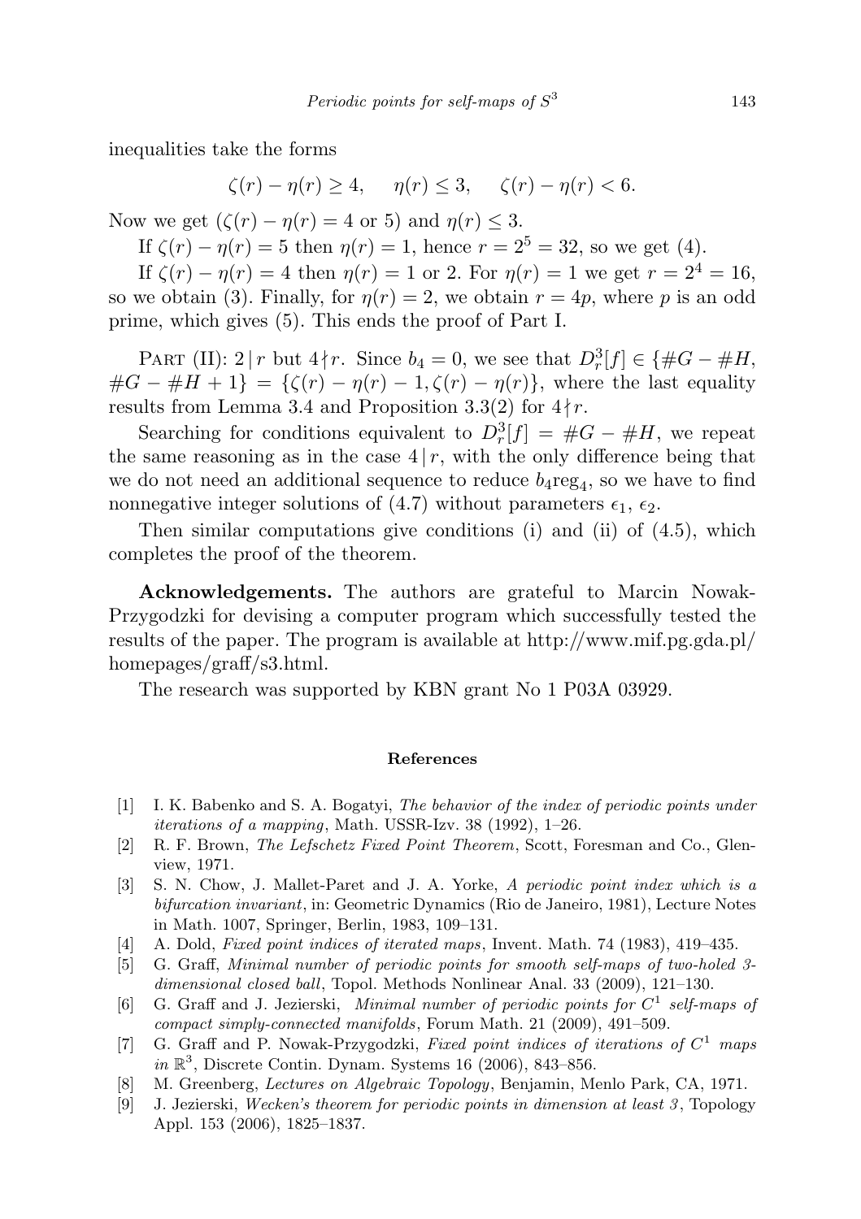inequalities take the forms

$$\zeta(r) - \eta(r) \geq 4, \quad \eta(r) \leq 3, \quad \zeta(r) - \eta(r) < 6.$$

Now we get ($\zeta(r) - \eta(r) = 4$ or 5) and $\eta(r) \leq 3$.

If $\zeta(r) - \eta(r) = 5$ then $\eta(r) = 1$, hence $r = 2^5 = 32$, so we get (4).

If $\zeta(r) - \eta(r) = 4$ then $\eta(r) = 1$ or 2. For $\eta(r) = 1$ we get $r = 2^4 = 16$, so we obtain (3). Finally, for $\eta(r) = 2$, we obtain $r = 4p$, where $p$ is an odd prime, which gives (5). This ends the proof of Part I.

Part (II): $2 \mid r$ but $4 \nmid r$. Since $b_4 = 0$, we see that $D^3_r[f] \in \{\#G - \#H, \#G - \#H + 1\} = \{\zeta(r) - \eta(r) - 1, \zeta(r) - \eta(r)\}$, where the last equality results from Lemma 3.4 and Proposition 3.3(2) for $4 \nmid r$.

Searching for conditions equivalent to $D^3_r[f] = \#G - \#H$, we repeat the same reasoning as in the case $4 \mid r$, with the only difference being that we do not need an additional sequence to reduce $b_4\mathrm{reg}_4$, so we have to find nonnegative integer solutions of (4.7) without parameters $\epsilon_1$, $\epsilon_2$.

Then similar computations give conditions (i) and (ii) of (4.5), which completes the proof of the theorem.

**Acknowledgements.** The authors are grateful to Marcin Nowak-Przygodzki for devising a computer program which successfully tested the results of the paper. The program is available at http://www.mif.pg.gda.pl/homepages/graff/s3.html.

The research was supported by KBN grant No 1 P03A 03929.

## References

[1] I. K. Babenko and S. A. Bogatyi, *The behavior of the index of periodic points under iterations of a mapping*, Math. USSR-Izv. 38 (1992), 1–26.

[2] R. F. Brown, *The Lefschetz Fixed Point Theorem*, Scott, Foresman and Co., Glenview, 1971.

[3] S. N. Chow, J. Mallet-Paret and J. A. Yorke, *A periodic point index which is a bifurcation invariant*, in: Geometric Dynamics (Rio de Janeiro, 1981), Lecture Notes in Math. 1007, Springer, Berlin, 1983, 109–131.

[4] A. Dold, *Fixed point indices of iterated maps*, Invent. Math. 74 (1983), 419–435.

[5] G. Graff, *Minimal number of periodic points for smooth self-maps of two-holed 3-dimensional closed ball*, Topol. Methods Nonlinear Anal. 33 (2009), 121–130.

[6] G. Graff and J. Jezierski, *Minimal number of periodic points for $C^1$ self-maps of compact simply-connected manifolds*, Forum Math. 21 (2009), 491–509.

[7] G. Graff and P. Nowak-Przygodzki, *Fixed point indices of iterations of $C^1$ maps in $\mathbb{R}^3$*, Discrete Contin. Dynam. Systems 16 (2006), 843–856.

[8] M. Greenberg, *Lectures on Algebraic Topology*, Benjamin, Menlo Park, CA, 1971.

[9] J. Jezierski, *Wecken's theorem for periodic points in dimension at least 3*, Topology Appl. 153 (2006), 1825–1837.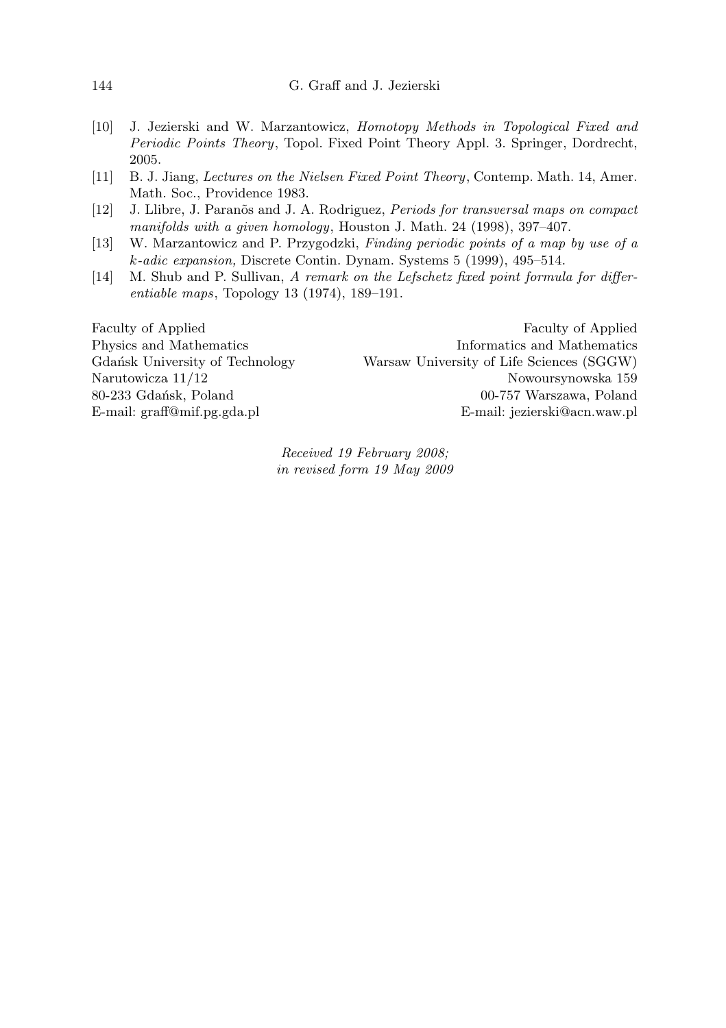[10] J. Jezierski and W. Marzantowicz, *Homotopy Methods in Topological Fixed and Periodic Points Theory*, Topol. Fixed Point Theory Appl. 3. Springer, Dordrecht, 2005.

[11] B. J. Jiang, *Lectures on the Nielsen Fixed Point Theory*, Contemp. Math. 14, Amer. Math. Soc., Providence 1983.

[12] J. Llibre, J. Paranõs and J. A. Rodriguez, *Periods for transversal maps on compact manifolds with a given homology*, Houston J. Math. 24 (1998), 397–407.

[13] W. Marzantowicz and P. Przygodzki, *Finding periodic points of a map by use of a k-adic expansion,* Discrete Contin. Dynam. Systems 5 (1999), 495–514.

[14] M. Shub and P. Sullivan, *A remark on the Lefschetz fixed point formula for differentiable maps*, Topology 13 (1974), 189–191.

Faculty of Applied
Physics and Mathematics
Gdańsk University of Technology
Narutowicza 11/12
80-233 Gdańsk, Poland
E-mail: graff@mif.pg.gda.pl

Faculty of Applied
Informatics and Mathematics
Warsaw University of Life Sciences (SGGW)
Nowoursynowska 159
00-757 Warszawa, Poland
E-mail: jezierski@acn.waw.pl

*Received 19 February 2008;*
*in revised form 19 May 2009*